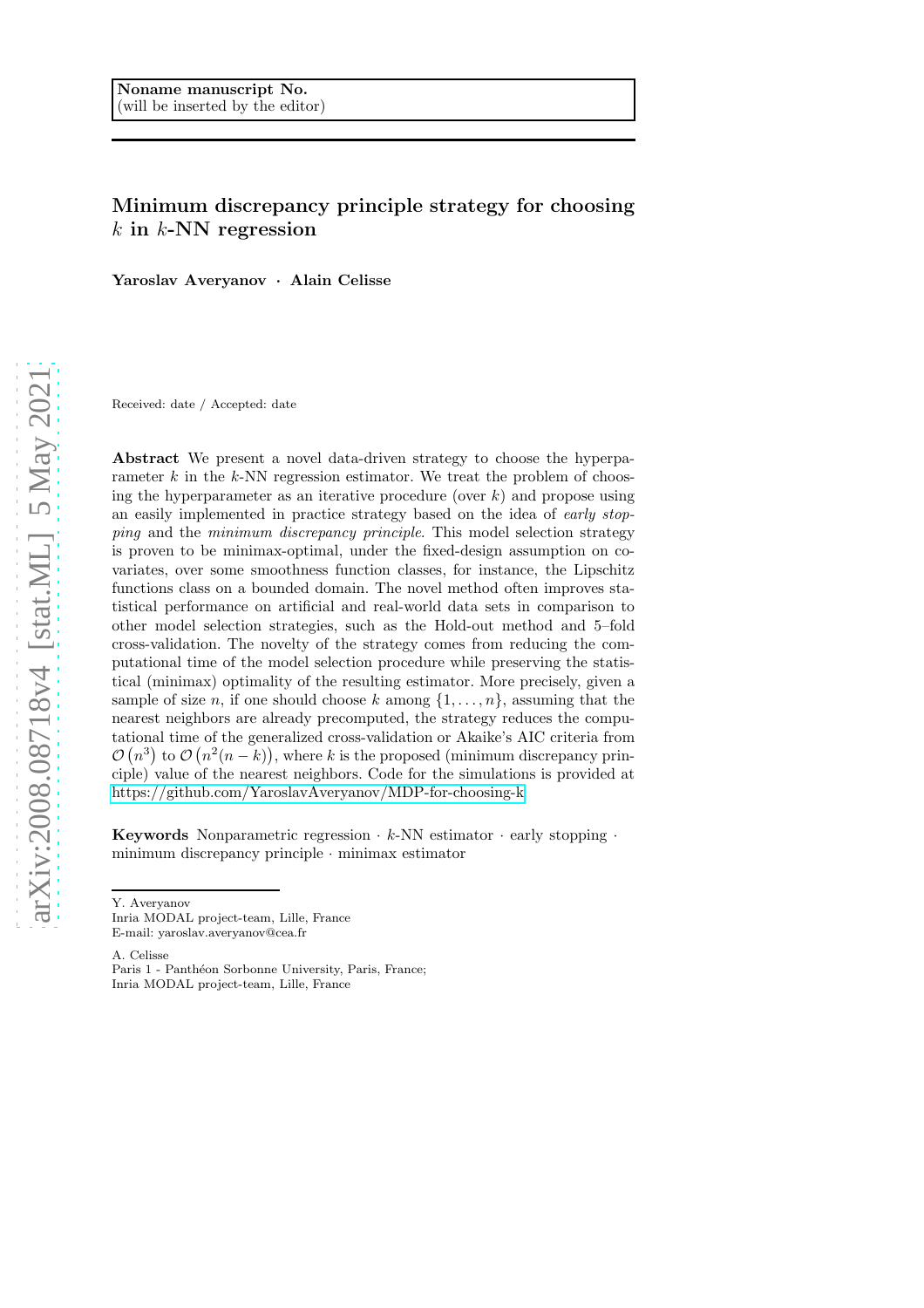Noname manuscript No.
(will be inserted by the editor)

# Minimum discrepancy principle strategy for choosing $k$ in $k$-NN regression

**Yaroslav Averyanov · Alain Celisse**

Received: date / Accepted: date

**Abstract** We present a novel data-driven strategy to choose the hyperparameter $k$ in the $k$-NN regression estimator. We treat the problem of choosing the hyperparameter as an iterative procedure (over $k$) and propose using an easily implemented in practice strategy based on the idea of *early stopping* and the *minimum discrepancy principle*. This model selection strategy is proven to be minimax-optimal, under the fixed-design assumption on covariates, over some smoothness function classes, for instance, the Lipschitz functions class on a bounded domain. The novel method often improves statistical performance on artificial and real-world data sets in comparison to other model selection strategies, such as the Hold-out method and 5–fold cross-validation. The novelty of the strategy comes from reducing the computational time of the model selection procedure while preserving the statistical (minimax) optimality of the resulting estimator. More precisely, given a sample of size $n$, if one should choose $k$ among $\{1, \dots, n\}$, assuming that the nearest neighbors are already precomputed, the strategy reduces the computational time of the generalized cross-validation or Akaike's AIC criteria from $\mathcal{O}(n^3)$ to $\mathcal{O}(n^2(n-k))$, where $k$ is the proposed (minimum discrepancy principle) value of the nearest neighbors. Code for the simulations is provided at https://github.com/YaroslavAveryanov/MDP-for-choosing-k

**Keywords** Nonparametric regression · $k$-NN estimator · early stopping · minimum discrepancy principle · minimax estimator

---

Y. Averyanov
Inria MODAL project-team, Lille, France
E-mail: yaroslav.averyanov@cea.fr

A. Celisse
Paris 1 - Panthéon Sorbonne University, Paris, France;
Inria MODAL project-team, Lille, France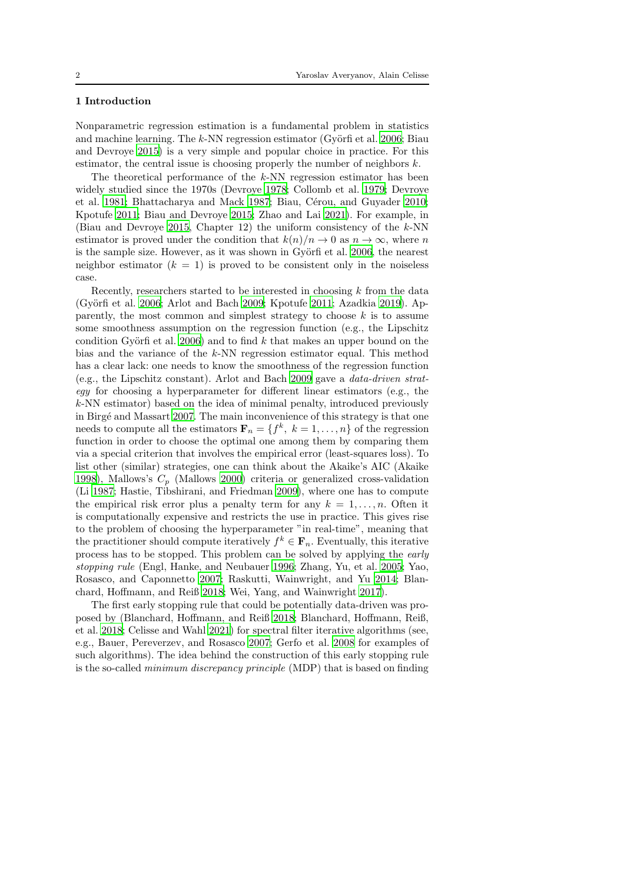## 1 Introduction

Nonparametric regression estimation is a fundamental problem in statistics and machine learning. The $k$-NN regression estimator (Györfi et al. 2006; Biau and Devroye 2015) is a very simple and popular choice in practice. For this estimator, the central issue is choosing properly the number of neighbors $k$.

The theoretical performance of the $k$-NN regression estimator has been widely studied since the 1970s (Devroye 1978; Collomb et al. 1979; Devroye et al. 1981; Bhattacharya and Mack 1987; Biau, Cérou, and Guyader 2010; Kpotufe 2011; Biau and Devroye 2015; Zhao and Lai 2021). For example, in (Biau and Devroye 2015, Chapter 12) the uniform consistency of the $k$-NN estimator is proved under the condition that $k(n)/n \to 0$ as $n \to \infty$, where $n$ is the sample size. However, as it was shown in Györfi et al. 2006, the nearest neighbor estimator ($k = 1$) is proved to be consistent only in the noiseless case.

Recently, researchers started to be interested in choosing $k$ from the data (Györfi et al. 2006; Arlot and Bach 2009; Kpotufe 2011; Azadkia 2019). Apparently, the most common and simplest strategy to choose $k$ is to assume some smoothness assumption on the regression function (e.g., the Lipschitz condition Györfi et al. 2006) and to find $k$ that makes an upper bound on the bias and the variance of the $k$-NN regression estimator equal. This method has a clear lack: one needs to know the smoothness of the regression function (e.g., the Lipschitz constant). Arlot and Bach 2009 gave a *data-driven strategy* for choosing a hyperparameter for different linear estimators (e.g., the $k$-NN estimator) based on the idea of minimal penalty, introduced previously in Birgé and Massart 2007. The main inconvenience of this strategy is that one needs to compute all the estimators $\mathbf{F}_n = \{f^k,\ k = 1, \ldots, n\}$ of the regression function in order to choose the optimal one among them by comparing them via a special criterion that involves the empirical error (least-squares loss). To list other (similar) strategies, one can think about the Akaike's AIC (Akaike 1998), Mallows's $C_p$ (Mallows 2000) criteria or generalized cross-validation (Li 1987; Hastie, Tibshirani, and Friedman 2009), where one has to compute the empirical risk error plus a penalty term for any $k = 1, \ldots, n$. Often it is computationally expensive and restricts the use in practice. This gives rise to the problem of choosing the hyperparameter "in real-time", meaning that the practitioner should compute iteratively $f^k \in \mathbf{F}_n$. Eventually, this iterative process has to be stopped. This problem can be solved by applying the *early stopping rule* (Engl, Hanke, and Neubauer 1996; Zhang, Yu, et al. 2005; Yao, Rosasco, and Caponnetto 2007; Raskutti, Wainwright, and Yu 2014; Blanchard, Hoffmann, and Reiß 2018; Wei, Yang, and Wainwright 2017).

The first early stopping rule that could be potentially data-driven was proposed by (Blanchard, Hoffmann, and Reiß 2018; Blanchard, Hoffmann, Reiß, et al. 2018; Celisse and Wahl 2021) for spectral filter iterative algorithms (see, e.g., Bauer, Pereverzev, and Rosasco 2007; Gerfo et al. 2008 for examples of such algorithms). The idea behind the construction of this early stopping rule is the so-called *minimum discrepancy principle* (MDP) that is based on finding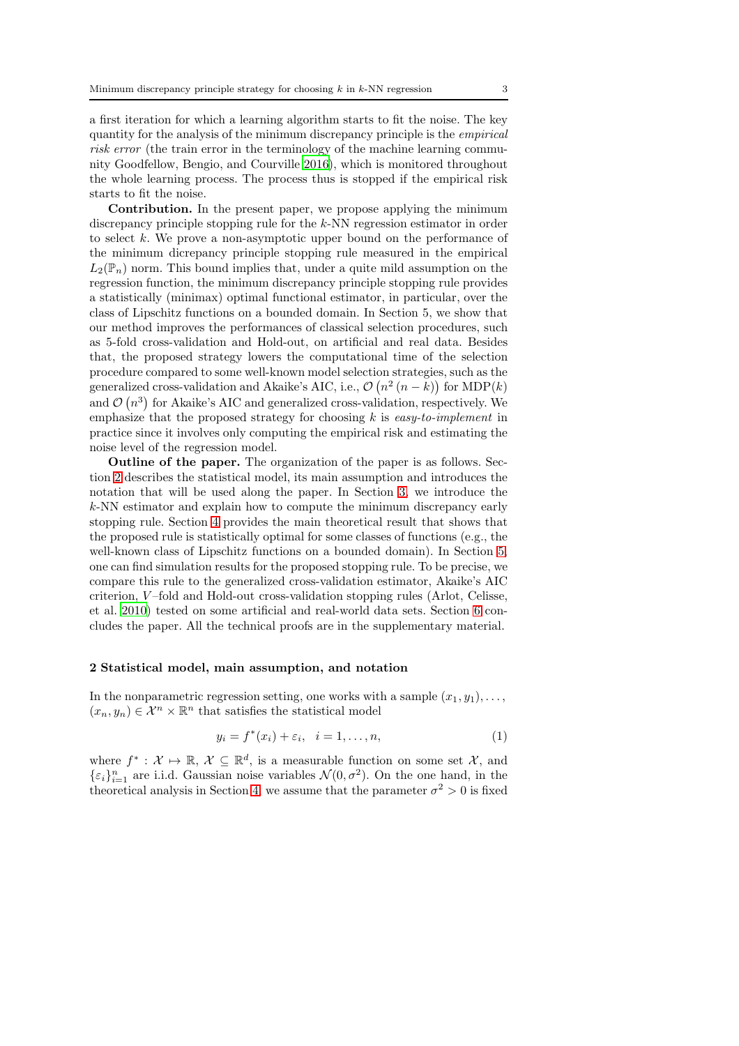a first iteration for which a learning algorithm starts to fit the noise. The key quantity for the analysis of the minimum discrepancy principle is the *empirical risk error* (the train error in the terminology of the machine learning community Goodfellow, Bengio, and Courville 2016), which is monitored throughout the whole learning process. The process thus is stopped if the empirical risk starts to fit the noise.

**Contribution.** In the present paper, we propose applying the minimum discrepancy principle stopping rule for the $k$-NN regression estimator in order to select $k$. We prove a non-asymptotic upper bound on the performance of the minimum dicrepancy principle stopping rule measured in the empirical $L_2(\mathbb{P}_n)$ norm. This bound implies that, under a quite mild assumption on the regression function, the minimum discrepancy principle stopping rule provides a statistically (minimax) optimal functional estimator, in particular, over the class of Lipschitz functions on a bounded domain. In Section 5, we show that our method improves the performances of classical selection procedures, such as 5-fold cross-validation and Hold-out, on artificial and real data. Besides that, the proposed strategy lowers the computational time of the selection procedure compared to some well-known model selection strategies, such as the generalized cross-validation and Akaike's AIC, i.e., $\mathcal{O}\left(n^2\left(n-k\right)\right)$ for $\text{MDP}(k)$ and $\mathcal{O}\left(n^3\right)$ for Akaike's AIC and generalized cross-validation, respectively. We emphasize that the proposed strategy for choosing $k$ is *easy-to-implement* in practice since it involves only computing the empirical risk and estimating the noise level of the regression model.

**Outline of the paper.** The organization of the paper is as follows. Section 2 describes the statistical model, its main assumption and introduces the notation that will be used along the paper. In Section 3, we introduce the $k$-NN estimator and explain how to compute the minimum discrepancy early stopping rule. Section 4 provides the main theoretical result that shows that the proposed rule is statistically optimal for some classes of functions (e.g., the well-known class of Lipschitz functions on a bounded domain). In Section 5, one can find simulation results for the proposed stopping rule. To be precise, we compare this rule to the generalized cross-validation estimator, Akaike's AIC criterion, $V$–fold and Hold-out cross-validation stopping rules (Arlot, Celisse, et al. 2010) tested on some artificial and real-world data sets. Section 6 concludes the paper. All the technical proofs are in the supplementary material.

## 2 Statistical model, main assumption, and notation

In the nonparametric regression setting, one works with a sample $(x_1, y_1), \ldots,$ $(x_n, y_n) \in \mathcal{X}^n \times \mathbb{R}^n$ that satisfies the statistical model

$$y_i = f^*(x_i) + \varepsilon_i, \quad i = 1, \ldots, n, \tag{1}$$

where $f^* : \mathcal{X} \mapsto \mathbb{R}$, $\mathcal{X} \subseteq \mathbb{R}^d$, is a measurable function on some set $\mathcal{X}$, and $\{\varepsilon_i\}_{i=1}^n$ are i.i.d. Gaussian noise variables $\mathcal{N}(0, \sigma^2)$. On the one hand, in the theoretical analysis in Section 4, we assume that the parameter $\sigma^2 > 0$ is fixed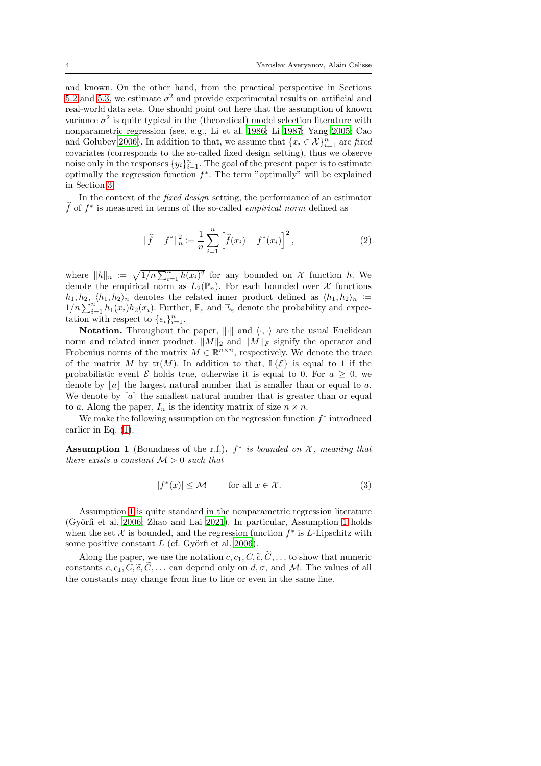and known. On the other hand, from the practical perspective in Sections 5.2 and 5.3, we estimate $\sigma^2$ and provide experimental results on artificial and real-world data sets. One should point out here that the assumption of known variance $\sigma^2$ is quite typical in the (theoretical) model selection literature with nonparametric regression (see, e.g., Li et al. 1986; Li 1987; Yang 2005; Cao and Golubev 2006). In addition to that, we assume that $\{x_i \in \mathcal{X}\}_{i=1}^n$ are *fixed* covariates (corresponds to the so-called fixed design setting), thus we observe noise only in the responses $\{y_i\}_{i=1}^n$. The goal of the present paper is to estimate optimally the regression function $f^*$. The term "optimally" will be explained in Section 3.

In the context of the *fixed design* setting, the performance of an estimator $\widehat{f}$ of $f^*$ is measured in terms of the so-called *empirical norm* defined as

$$\|\widehat{f} - f^*\|_n^2 \coloneqq \frac{1}{n}\sum_{i=1}^{n}\left[\widehat{f}(x_i) - f^*(x_i)\right]^2, \tag{2}$$

where $\|h\|_n \coloneqq \sqrt{1/n\sum_{i=1}^n h(x_i)^2}$ for any bounded on $\mathcal{X}$ function $h$. We denote the empirical norm as $L_2(\mathbb{P}_n)$. For each bounded over $\mathcal{X}$ functions $h_1, h_2$, $\langle h_1, h_2\rangle_n$ denotes the related inner product defined as $\langle h_1, h_2\rangle_n \coloneqq 1/n\sum_{i=1}^n h_1(x_i)h_2(x_i)$. Further, $\mathbb{P}_\varepsilon$ and $\mathbb{E}_\varepsilon$ denote the probability and expectation with respect to $\{\varepsilon_i\}_{i=1}^n$.

**Notation.** Throughout the paper, $\|\cdot\|$ and $\langle\cdot,\cdot\rangle$ are the usual Euclidean norm and related inner product. $\|M\|_2$ and $\|M\|_F$ signify the operator and Frobenius norms of the matrix $M \in \mathbb{R}^{n\times n}$, respectively. We denote the trace of the matrix $M$ by $\mathrm{tr}(M)$. In addition to that, $\mathbb{I}\{\mathcal{E}\}$ is equal to 1 if the probabilistic event $\mathcal{E}$ holds true, otherwise it is equal to 0. For $a \geq 0$, we denote by $\lfloor a \rfloor$ the largest natural number that is smaller than or equal to $a$. We denote by $\lceil a \rceil$ the smallest natural number that is greater than or equal to $a$. Along the paper, $I_n$ is the identity matrix of size $n \times n$.

We make the following assumption on the regression function $f^*$ introduced earlier in Eq. (1).

**Assumption 1** (Boundness of the r.f.)**.** *$f^*$ is bounded on $\mathcal{X}$, meaning that there exists a constant $\mathcal{M} > 0$ such that*

$$|f^*(x)| \leq \mathcal{M} \qquad \text{for all } x \in \mathcal{X}. \tag{3}$$

Assumption 1 is quite standard in the nonparametric regression literature (Györfi et al. 2006; Zhao and Lai 2021). In particular, Assumption 1 holds when the set $\mathcal{X}$ is bounded, and the regression function $f^*$ is $L$-Lipschitz with some positive constant $L$ (cf. Györfi et al. 2006).

Along the paper, we use the notation $c, c_1, C, \widetilde{c}, \widetilde{C}, \ldots$ to show that numeric constants $c, c_1, C, \widetilde{c}, \widetilde{C}, \ldots$ can depend only on $d, \sigma$, and $\mathcal{M}$. The values of all the constants may change from line to line or even in the same line.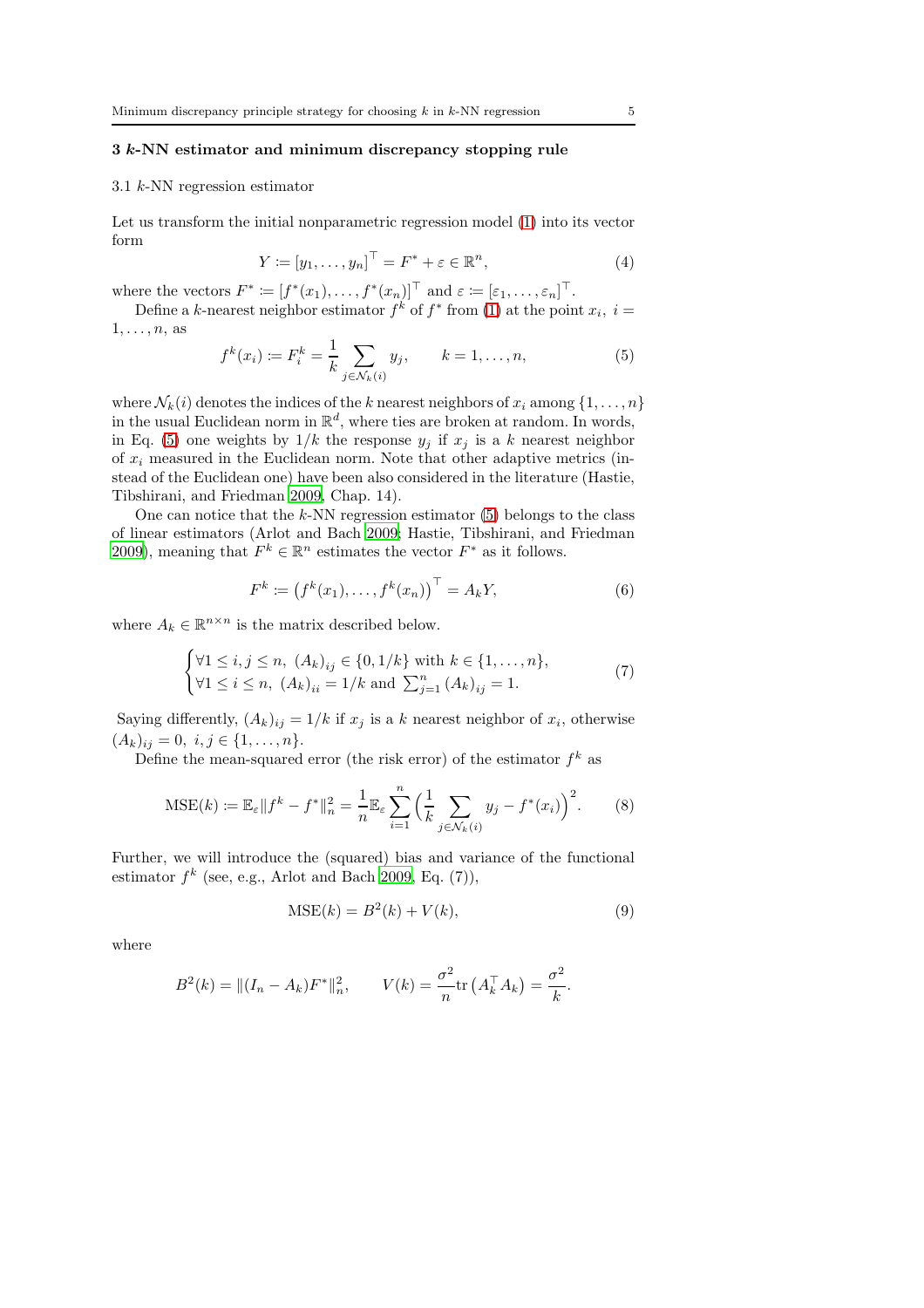## 3 $k$-NN estimator and minimum discrepancy stopping rule

### 3.1 $k$-NN regression estimator

Let us transform the initial nonparametric regression model (1) into its vector form

$$Y \coloneqq [y_1, \ldots, y_n]^\top = F^* + \varepsilon \in \mathbb{R}^n, \tag{4}$$

where the vectors $F^* \coloneqq [f^*(x_1), \ldots, f^*(x_n)]^\top$ and $\varepsilon \coloneqq [\varepsilon_1, \ldots, \varepsilon_n]^\top$.

Define a $k$-nearest neighbor estimator $f^k$ of $f^*$ from (1) at the point $x_i,\ i = 1, \ldots, n$, as

$$f^k(x_i) \coloneqq F_i^k = \frac{1}{k} \sum_{j \in \mathcal{N}_k(i)} y_j, \qquad k = 1, \ldots, n, \tag{5}$$

where $\mathcal{N}_k(i)$ denotes the indices of the $k$ nearest neighbors of $x_i$ among $\{1, \ldots, n\}$ in the usual Euclidean norm in $\mathbb{R}^d$, where ties are broken at random. In words, in Eq. (5) one weights by $1/k$ the response $y_j$ if $x_j$ is a $k$ nearest neighbor of $x_i$ measured in the Euclidean norm. Note that other adaptive metrics (instead of the Euclidean one) have been also considered in the literature (Hastie, Tibshirani, and Friedman 2009, Chap. 14).

One can notice that the $k$-NN regression estimator (5) belongs to the class of linear estimators (Arlot and Bach 2009; Hastie, Tibshirani, and Friedman 2009), meaning that $F^k \in \mathbb{R}^n$ estimates the vector $F^*$ as it follows.

$$F^k \coloneqq \left(f^k(x_1), \ldots, f^k(x_n)\right)^\top = A_k Y, \tag{6}$$

where $A_k \in \mathbb{R}^{n \times n}$ is the matrix described below.

$$\begin{cases} \forall 1 \leq i, j \leq n,\ (A_k)_{ij} \in \{0, 1/k\} \text{ with } k \in \{1, \ldots, n\}, \\ \forall 1 \leq i \leq n,\ (A_k)_{ii} = 1/k \text{ and } \sum_{j=1}^n (A_k)_{ij} = 1. \end{cases} \tag{7}$$

Saying differently, $(A_k)_{ij} = 1/k$ if $x_j$ is a $k$ nearest neighbor of $x_i$, otherwise $(A_k)_{ij} = 0,\ i, j \in \{1, \ldots, n\}$.

Define the mean-squared error (the risk error) of the estimator $f^k$ as

$$\text{MSE}(k) \coloneqq \mathbb{E}_\varepsilon \|f^k - f^*\|_n^2 = \frac{1}{n} \mathbb{E}_\varepsilon \sum_{i=1}^n \Big(\frac{1}{k} \sum_{j \in \mathcal{N}_k(i)} y_j - f^*(x_i)\Big)^2. \tag{8}$$

Further, we will introduce the (squared) bias and variance of the functional estimator $f^k$ (see, e.g., Arlot and Bach 2009, Eq. (7)),

$$\text{MSE}(k) = B^2(k) + V(k), \tag{9}$$

where

$$B^2(k) = \|(I_n - A_k)F^*\|_n^2, \qquad V(k) = \frac{\sigma^2}{n} \text{tr}\left(A_k^\top A_k\right) = \frac{\sigma^2}{k}.$$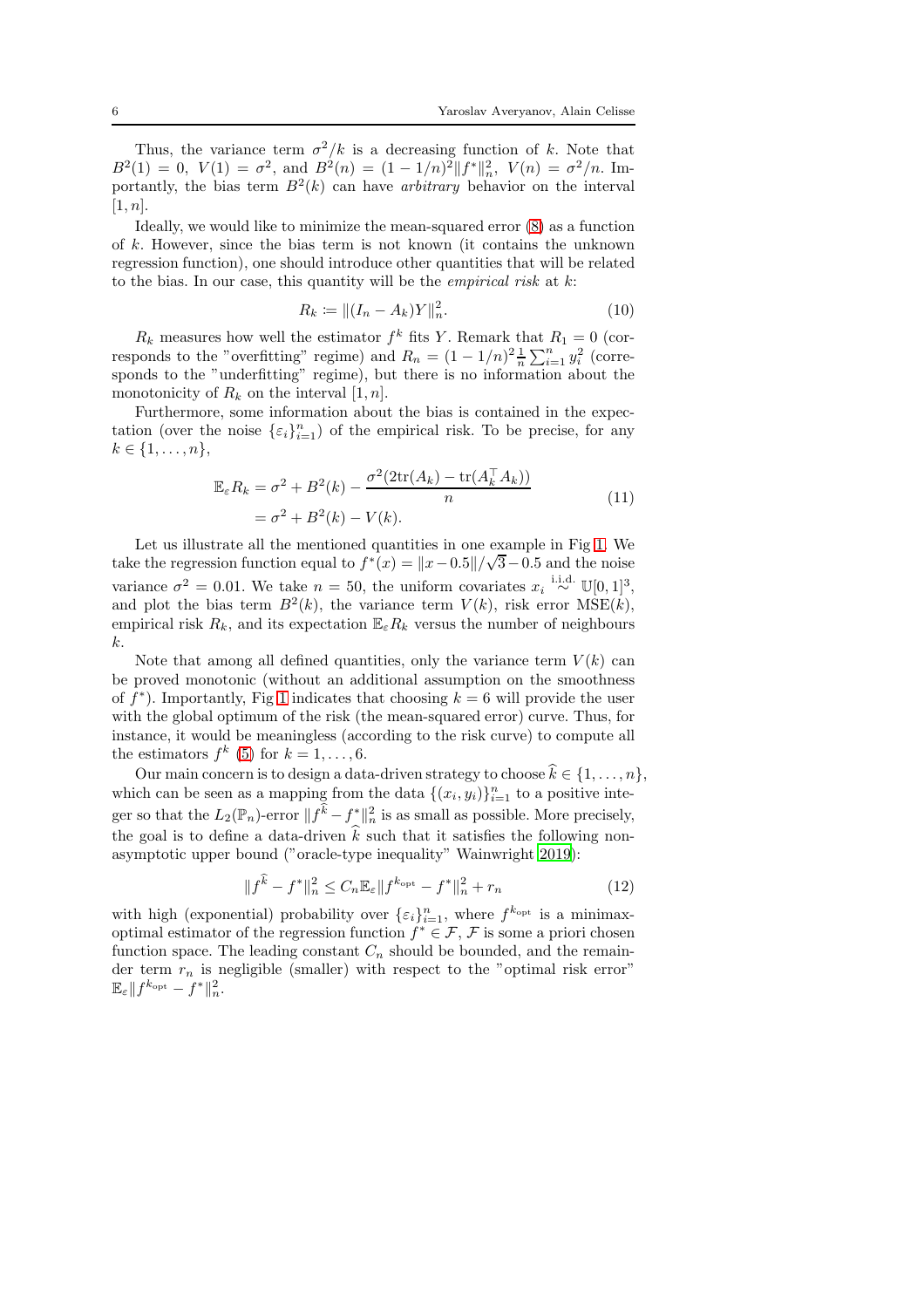Thus, the variance term $\sigma^2/k$ is a decreasing function of $k$. Note that $B^2(1) = 0$, $V(1) = \sigma^2$, and $B^2(n) = (1 - 1/n)^2 \|f^*\|_n^2$, $V(n) = \sigma^2/n$. Importantly, the bias term $B^2(k)$ can have *arbitrary* behavior on the interval $[1, n]$.

Ideally, we would like to minimize the mean-squared error (8) as a function of $k$. However, since the bias term is not known (it contains the unknown regression function), one should introduce other quantities that will be related to the bias. In our case, this quantity will be the *empirical* risk at $k$:

$$R_k \coloneqq \|(I_n - A_k)Y\|_n^2. \tag{10}$$

$R_k$ measures how well the estimator $f^k$ fits $Y$. Remark that $R_1 = 0$ (corresponds to the "overfitting" regime) and $R_n = (1 - 1/n)^2 \frac{1}{n}\sum_{i=1}^n y_i^2$ (corresponds to the "underfitting" regime), but there is no information about the monotonicity of $R_k$ on the interval $[1, n]$.

Furthermore, some information about the bias is contained in the expectation (over the noise $\{\varepsilon_i\}_{i=1}^n$) of the empirical risk. To be precise, for any $k \in \{1, \ldots, n\}$,

$$\begin{aligned} \mathbb{E}_\varepsilon R_k &= \sigma^2 + B^2(k) - \frac{\sigma^2(2\mathrm{tr}(A_k) - \mathrm{tr}(A_k^\top A_k))}{n} \\ &= \sigma^2 + B^2(k) - V(k). \end{aligned} \tag{11}$$

Let us illustrate all the mentioned quantities in one example in Fig 1. We take the regression function equal to $f^*(x) = \|x - 0.5\|/\sqrt{3} - 0.5$ and the noise variance $\sigma^2 = 0.01$. We take $n = 50$, the uniform covariates $x_i \overset{\text{i.i.d.}}{\sim} \mathbb{U}[0, 1]^3$, and plot the bias term $B^2(k)$, the variance term $V(k)$, risk error $\mathrm{MSE}(k)$, empirical risk $R_k$, and its expectation $\mathbb{E}_\varepsilon R_k$ versus the number of neighbours $k$.

Note that among all defined quantities, only the variance term $V(k)$ can be proved monotonic (without an additional assumption on the smoothness of $f^*$). Importantly, Fig 1 indicates that choosing $k = 6$ will provide the user with the global optimum of the risk (the mean-squared error) curve. Thus, for instance, it would be meaningless (according to the risk curve) to compute all the estimators $f^k$ (5) for $k = 1, \ldots, 6$.

Our main concern is to design a data-driven strategy to choose $\widehat{k} \in \{1, \ldots, n\}$, which can be seen as a mapping from the data $\{(x_i, y_i)\}_{i=1}^n$ to a positive integer so that the $L_2(\mathbb{P}_n)$-error $\|f^{\widehat{k}} - f^*\|_n^2$ is as small as possible. More precisely, the goal is to define a data-driven $\widehat{k}$ such that it satisfies the following non-asymptotic upper bound ("oracle-type inequality" Wainwright 2019):

$$\|f^{\widehat{k}} - f^*\|_n^2 \leq C_n \mathbb{E}_\varepsilon \|f^{k_{\mathrm{opt}}} - f^*\|_n^2 + r_n \tag{12}$$

with high (exponential) probability over $\{\varepsilon_i\}_{i=1}^n$, where $f^{k_{\mathrm{opt}}}$ is a minimax-optimal estimator of the regression function $f^* \in \mathcal{F}$, $\mathcal{F}$ is some a priori chosen function space. The leading constant $C_n$ should be bounded, and the remainder term $r_n$ is negligible (smaller) with respect to the "optimal risk error" $\mathbb{E}_\varepsilon \|f^{k_{\mathrm{opt}}} - f^*\|_n^2$.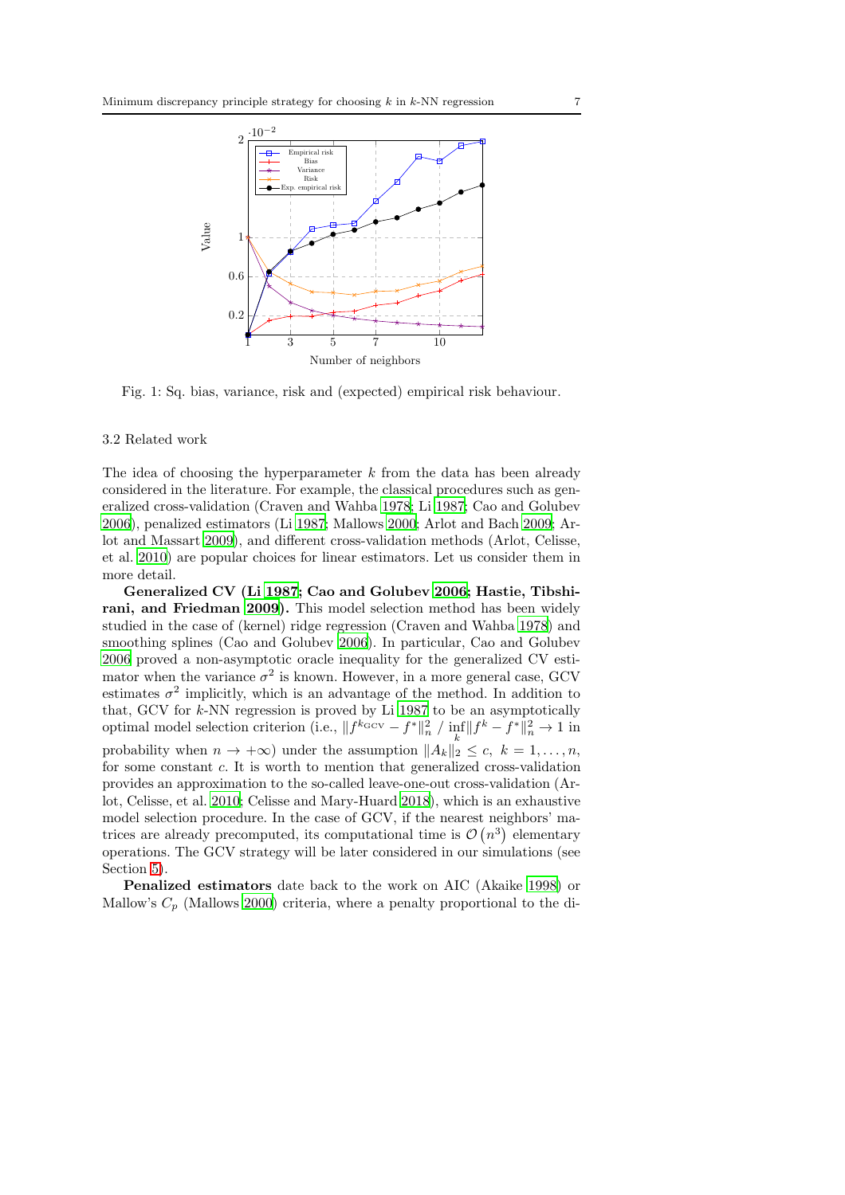Fig. 1: Sq. bias, variance, risk and (expected) empirical risk behaviour.

### 3.2 Related work

The idea of choosing the hyperparameter $k$ from the data has been already considered in the literature. For example, the classical procedures such as generalized cross-validation (Craven and Wahba 1978; Li 1987; Cao and Golubev 2006), penalized estimators (Li 1987; Mallows 2000; Arlot and Bach 2009; Arlot and Massart 2009), and different cross-validation methods (Arlot, Celisse, et al. 2010) are popular choices for linear estimators. Let us consider them in more detail.

**Generalized CV (Li 1987; Cao and Golubev 2006; Hastie, Tibshirani, and Friedman 2009).** This model selection method has been widely studied in the case of (kernel) ridge regression (Craven and Wahba 1978) and smoothing splines (Cao and Golubev 2006). In particular, Cao and Golubev 2006 proved a non-asymptotic oracle inequality for the generalized CV estimator when the variance $\sigma^2$ is known. However, in a more general case, GCV estimates $\sigma^2$ implicitly, which is an advantage of the method. In addition to that, GCV for $k$-NN regression is proved by Li 1987 to be an asymptotically optimal model selection criterion (i.e., $\|f^{k_{\mathrm{GCV}}} - f^*\|_n^2 \,/\, \inf_k \|f^k - f^*\|_n^2 \to 1$ in probability when $n \to +\infty$) under the assumption $\|A_k\|_2 \leq c, \; k = 1, \ldots, n$, for some constant $c$. It is worth to mention that generalized cross-validation provides an approximation to the so-called leave-one-out cross-validation (Arlot, Celisse, et al. 2010; Celisse and Mary-Huard 2018), which is an exhaustive model selection procedure. In the case of GCV, if the nearest neighbors' matrices are already precomputed, its computational time is $\mathcal{O}\left(n^3\right)$ elementary operations. The GCV strategy will be later considered in our simulations (see Section 5).

**Penalized estimators** date back to the work on AIC (Akaike 1998) or Mallow's $C_p$ (Mallows 2000) criteria, where a penalty proportional to the di-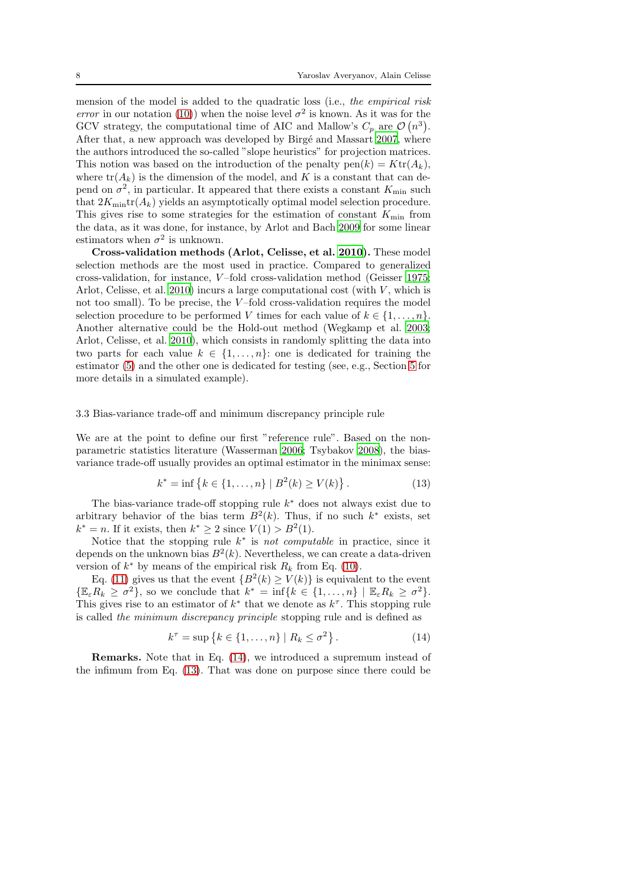mension of the model is added to the quadratic loss (i.e., *the empirical risk error* in our notation (10)) when the noise level $\sigma^2$ is known. As it was for the GCV strategy, the computational time of AIC and Mallow's $C_p$ are $\mathcal{O}(n^3)$. After that, a new approach was developed by Birgé and Massart 2007, where the authors introduced the so-called "slope heuristics" for projection matrices. This notion was based on the introduction of the penalty $\text{pen}(k) = K\text{tr}(A_k)$, where $\text{tr}(A_k)$ is the dimension of the model, and $K$ is a constant that can depend on $\sigma^2$, in particular. It appeared that there exists a constant $K_{\min}$ such that $2K_{\min}\text{tr}(A_k)$ yields an asymptotically optimal model selection procedure. This gives rise to some strategies for the estimation of constant $K_{\min}$ from the data, as it was done, for instance, by Arlot and Bach 2009 for some linear estimators when $\sigma^2$ is unknown.

**Cross-validation methods (Arlot, Celisse, et al. 2010).** These model selection methods are the most used in practice. Compared to generalized cross-validation, for instance, $V$–fold cross-validation method (Geisser 1975; Arlot, Celisse, et al. 2010) incurs a large computational cost (with $V$, which is not too small). To be precise, the $V$–fold cross-validation requires the model selection procedure to be performed $V$ times for each value of $k \in \{1, \ldots, n\}$. Another alternative could be the Hold-out method (Wegkamp et al. 2003; Arlot, Celisse, et al. 2010), which consists in randomly splitting the data into two parts for each value $k \in \{1, \ldots, n\}$: one is dedicated for training the estimator (5) and the other one is dedicated for testing (see, e.g., Section 5 for more details in a simulated example).

### 3.3 Bias-variance trade-off and minimum discrepancy principle rule

We are at the point to define our first "reference rule". Based on the non-parametric statistics literature (Wasserman 2006; Tsybakov 2008), the bias-variance trade-off usually provides an optimal estimator in the minimax sense:

$$k^* = \inf\left\{k \in \{1, \ldots, n\} \mid B^2(k) \geq V(k)\right\}. \tag{13}$$

The bias-variance trade-off stopping rule $k^*$ does not always exist due to arbitrary behavior of the bias term $B^2(k)$. Thus, if no such $k^*$ exists, set $k^* = n$. If it exists, then $k^* \geq 2$ since $V(1) > B^2(1)$.

Notice that the stopping rule $k^*$ is *not computable* in practice, since it depends on the unknown bias $B^2(k)$. Nevertheless, we can create a data-driven version of $k^*$ by means of the empirical risk $R_k$ from Eq. (10).

Eq. (11) gives us that the event $\{B^2(k) \geq V(k)\}$ is equivalent to the event $\{\mathbb{E}_\varepsilon R_k \geq \sigma^2\}$, so we conclude that $k^* = \inf\{k \in \{1, \ldots, n\} \mid \mathbb{E}_\varepsilon R_k \geq \sigma^2\}$. This gives rise to an estimator of $k^*$ that we denote as $k^\tau$. This stopping rule is called *the minimum discrepancy principle* stopping rule and is defined as

$$k^\tau = \sup\left\{k \in \{1, \ldots, n\} \mid R_k \leq \sigma^2\right\}. \tag{14}$$

**Remarks.** Note that in Eq. (14), we introduced a supremum instead of the infimum from Eq. (13). That was done on purpose since there could be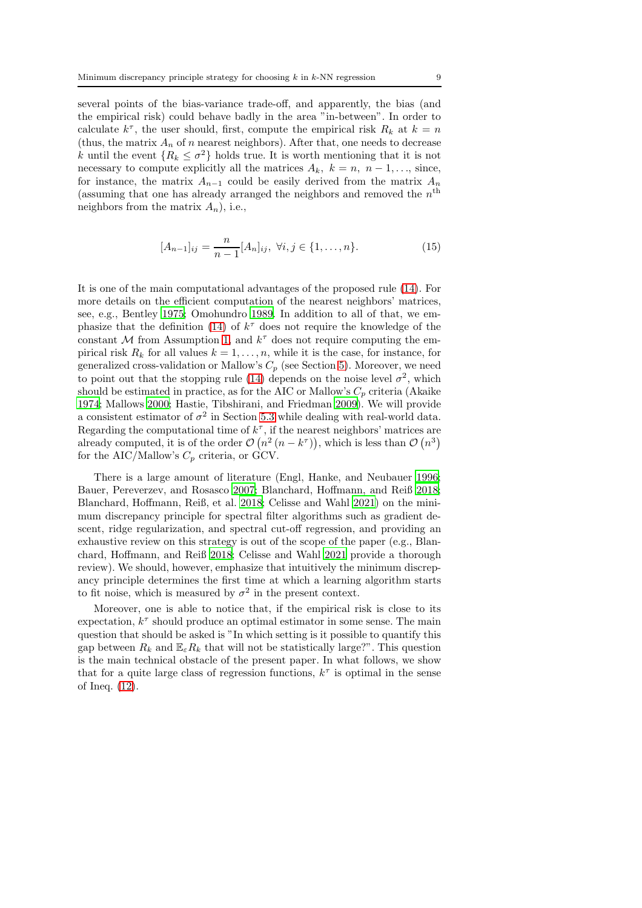several points of the bias-variance trade-off, and apparently, the bias (and the empirical risk) could behave badly in the area "in-between". In order to calculate $k^\tau$, the user should, first, compute the empirical risk $R_k$ at $k = n$ (thus, the matrix $A_n$ of $n$ nearest neighbors). After that, one needs to decrease $k$ until the event $\{R_k \leq \sigma^2\}$ holds true. It is worth mentioning that it is not necessary to compute explicitly all the matrices $A_k,\ k = n,\ n-1, \ldots$, since, for instance, the matrix $A_{n-1}$ could be easily derived from the matrix $A_n$ (assuming that one has already arranged the neighbors and removed the $n^{\text{th}}$ neighbors from the matrix $A_n$), i.e.,

$$[A_{n-1}]_{ij} = \frac{n}{n-1}[A_n]_{ij},\ \forall i, j \in \{1, \ldots, n\}. \tag{15}$$

It is one of the main computational advantages of the proposed rule (14). For more details on the efficient computation of the nearest neighbors' matrices, see, e.g., Bentley 1975; Omohundro 1989. In addition to all of that, we emphasize that the definition (14) of $k^\tau$ does not require the knowledge of the constant $\mathcal{M}$ from Assumption 1, and $k^\tau$ does not require computing the empirical risk $R_k$ for all values $k = 1, \ldots, n$, while it is the case, for instance, for generalized cross-validation or Mallow's $C_p$ (see Section 5). Moreover, we need to point out that the stopping rule (14) depends on the noise level $\sigma^2$, which should be estimated in practice, as for the AIC or Mallow's $C_p$ criteria (Akaike 1974; Mallows 2000; Hastie, Tibshirani, and Friedman 2009). We will provide a consistent estimator of $\sigma^2$ in Section 5.3 while dealing with real-world data. Regarding the computational time of $k^\tau$, if the nearest neighbors' matrices are already computed, it is of the order $\mathcal{O}\left(n^2\left(n - k^\tau\right)\right)$, which is less than $\mathcal{O}\left(n^3\right)$ for the AIC/Mallow's $C_p$ criteria, or GCV.

There is a large amount of literature (Engl, Hanke, and Neubauer 1996; Bauer, Pereverzev, and Rosasco 2007; Blanchard, Hoffmann, and Reiß 2018; Blanchard, Hoffmann, Reiß, et al. 2018; Celisse and Wahl 2021) on the minimum discrepancy principle for spectral filter algorithms such as gradient descent, ridge regularization, and spectral cut-off regression, and providing an exhaustive review on this strategy is out of the scope of the paper (e.g., Blanchard, Hoffmann, and Reiß 2018; Celisse and Wahl 2021 provide a thorough review). We should, however, emphasize that intuitively the minimum discrepancy principle determines the first time at which a learning algorithm starts to fit noise, which is measured by $\sigma^2$ in the present context.

Moreover, one is able to notice that, if the empirical risk is close to its expectation, $k^\tau$ should produce an optimal estimator in some sense. The main question that should be asked is "In which setting is it possible to quantify this gap between $R_k$ and $\mathbb{E}_\varepsilon R_k$ that will not be statistically large?". This question is the main technical obstacle of the present paper. In what follows, we show that for a quite large class of regression functions, $k^\tau$ is optimal in the sense of Ineq. (12).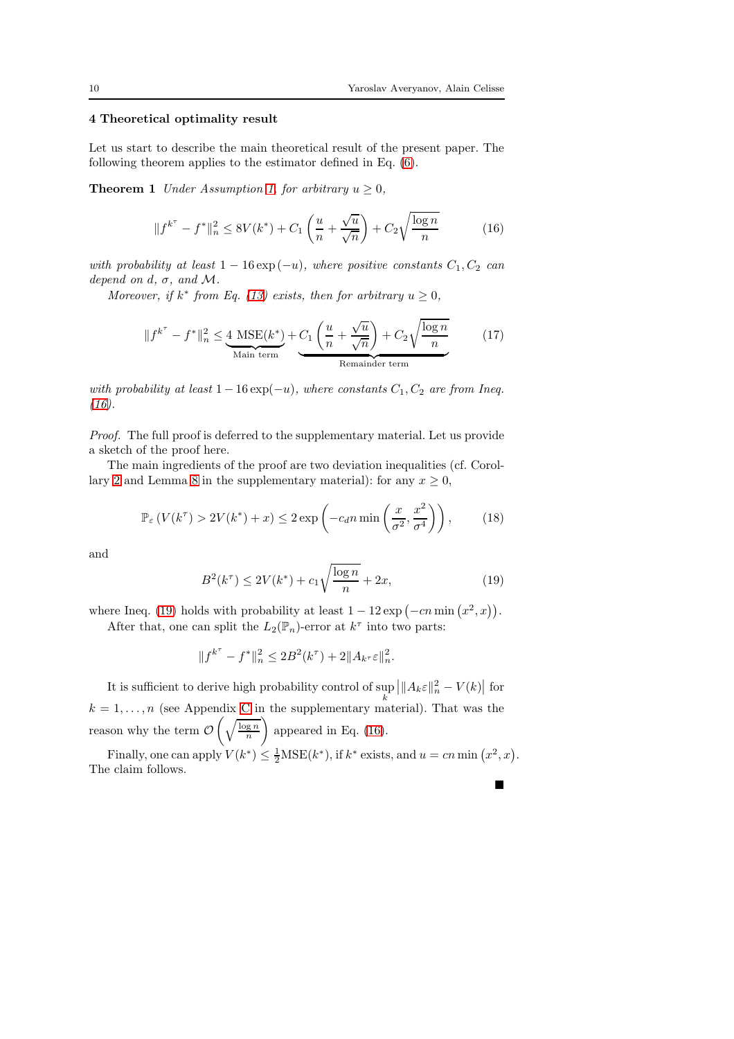## 4 Theoretical optimality result

Let us start to describe the main theoretical result of the present paper. The following theorem applies to the estimator defined in Eq. (6).

**Theorem 1** *Under Assumption 1, for arbitrary $u \geq 0$,*

$$\|f^{k^\tau} - f^*\|_n^2 \leq 8V(k^*) + C_1 \left( \frac{u}{n} + \frac{\sqrt{u}}{\sqrt{n}} \right) + C_2 \sqrt{\frac{\log n}{n}} \tag{16}$$

*with probability at least $1 - 16 \exp(-u)$, where positive constants $C_1, C_2$ can depend on $d$, $\sigma$, and $\mathcal{M}$.*

*Moreover, if $k^*$ from Eq. (13) exists, then for arbitrary $u \geq 0$,*

$$\|f^{k^\tau} - f^*\|_n^2 \leq \underbrace{4 \ \mathrm{MSE}(k^*)}_{\text{Main term}} + \underbrace{C_1 \left( \frac{u}{n} + \frac{\sqrt{u}}{\sqrt{n}} \right) + C_2 \sqrt{\frac{\log n}{n}}}_{\text{Remainder term}} \tag{17}$$

*with probability at least $1 - 16\exp(-u)$, where constants $C_1, C_2$ are from Ineq. (16).*

*Proof.* The full proof is deferred to the supplementary material. Let us provide a sketch of the proof here.

The main ingredients of the proof are two deviation inequalities (cf. Corollary 2 and Lemma 8 in the supplementary material): for any $x \geq 0$,

$$\mathbb{P}_\varepsilon \left( V(k^\tau) > 2V(k^*) + x \right) \leq 2 \exp \left( -c_d n \min \left( \frac{x}{\sigma^2}, \frac{x^2}{\sigma^4} \right) \right), \tag{18}$$

and

$$B^2(k^\tau) \leq 2V(k^*) + c_1 \sqrt{\frac{\log n}{n}} + 2x, \tag{19}$$

where Ineq. (19) holds with probability at least $1 - 12 \exp\left(-cn \min\left(x^2, x\right)\right)$.

After that, one can split the $L_2(\mathbb{P}_n)$-error at $k^\tau$ into two parts:

$$\|f^{k^\tau} - f^*\|_n^2 \leq 2B^2(k^\tau) + 2\|A_{k^\tau}\varepsilon\|_n^2.$$

It is sufficient to derive high probability control of $\sup_k \left| \|A_k \varepsilon\|_n^2 - V(k) \right|$ for $k = 1, \ldots, n$ (see Appendix C in the supplementary material). That was the reason why the term $\mathcal{O}\left(\sqrt{\frac{\log n}{n}}\right)$ appeared in Eq. (16).

Finally, one can apply $V(k^*) \leq \frac{1}{2}\mathrm{MSE}(k^*)$, if $k^*$ exists, and $u = cn \min\left(x^2, x\right)$. The claim follows.

■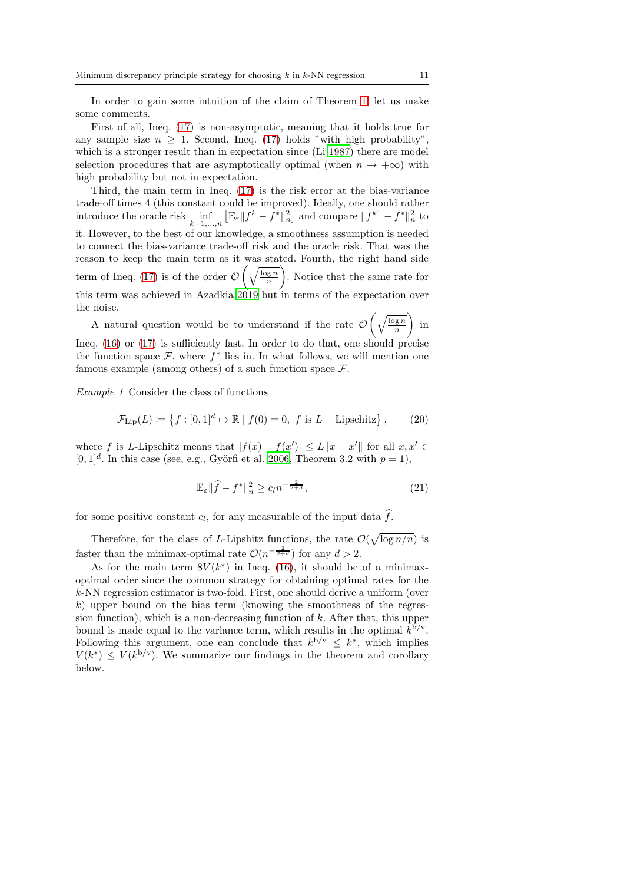In order to gain some intuition of the claim of Theorem 1, let us make some comments.

First of all, Ineq. (17) is non-asymptotic, meaning that it holds true for any sample size $n \geq 1$. Second, Ineq. (17) holds "with high probability", which is a stronger result than in expectation since (Li 1987) there are model selection procedures that are asymptotically optimal (when $n \to +\infty$) with high probability but not in expectation.

Third, the main term in Ineq. (17) is the risk error at the bias-variance trade-off times 4 (this constant could be improved). Ideally, one should rather introduce the oracle risk $\inf_{k=1,\ldots,n} \left[ \mathbb{E}_\varepsilon \| f^k - f^* \|_n^2 \right]$ and compare $\| f^{k^\tau} - f^* \|_n^2$ to it. However, to the best of our knowledge, a smoothness assumption is needed to connect the bias-variance trade-off risk and the oracle risk. That was the reason to keep the main term as it was stated. Fourth, the right hand side term of Ineq. (17) is of the order $\mathcal{O}\left( \sqrt{\frac{\log n}{n}} \right)$. Notice that the same rate for this term was achieved in Azadkia 2019 but in terms of the expectation over the noise.

A natural question would be to understand if the rate $\mathcal{O}\left( \sqrt{\frac{\log n}{n}} \right)$ in Ineq. (16) or (17) is sufficiently fast. In order to do that, one should precise the function space $\mathcal{F}$, where $f^*$ lies in. In what follows, we will mention one famous example (among others) of a such function space $\mathcal{F}$.

*Example 1* Consider the class of functions

$$\mathcal{F}_{\mathrm{Lip}}(L) \coloneqq \left\{ f : [0,1]^d \mapsto \mathbb{R} \mid f(0) = 0, \ f \text{ is } L-\text{Lipschitz} \right\}, \tag{20}$$

where $f$ is $L$-Lipschitz means that $|f(x) - f(x')| \leq L \|x - x'\|$ for all $x, x' \in [0,1]^d$. In this case (see, e.g., Györfi et al. 2006, Theorem 3.2 with $p = 1$),

$$\mathbb{E}_\varepsilon \| \widehat{f} - f^* \|_n^2 \geq c_l n^{-\frac{2}{2+d}}, \tag{21}$$

for some positive constant $c_l$, for any measurable of the input data $\widehat{f}$.

Therefore, for the class of $L$-Lipshitz functions, the rate $\mathcal{O}(\sqrt{\log n / n})$ is faster than the minimax-optimal rate $\mathcal{O}(n^{-\frac{2}{2+d}})$ for any $d > 2$.

As for the main term $8V(k^*)$ in Ineq. (16), it should be of a minimax-optimal order since the common strategy for obtaining optimal rates for the $k$-NN regression estimator is two-fold. First, one should derive a uniform (over $k$) upper bound on the bias term (knowing the smoothness of the regression function), which is a non-decreasing function of $k$. After that, this upper bound is made equal to the variance term, which results in the optimal $k^{\mathrm{b/v}}$. Following this argument, one can conclude that $k^{\mathrm{b/v}} \leq k^*$, which implies $V(k^*) \leq V(k^{\mathrm{b/v}})$. We summarize our findings in the theorem and corollary below.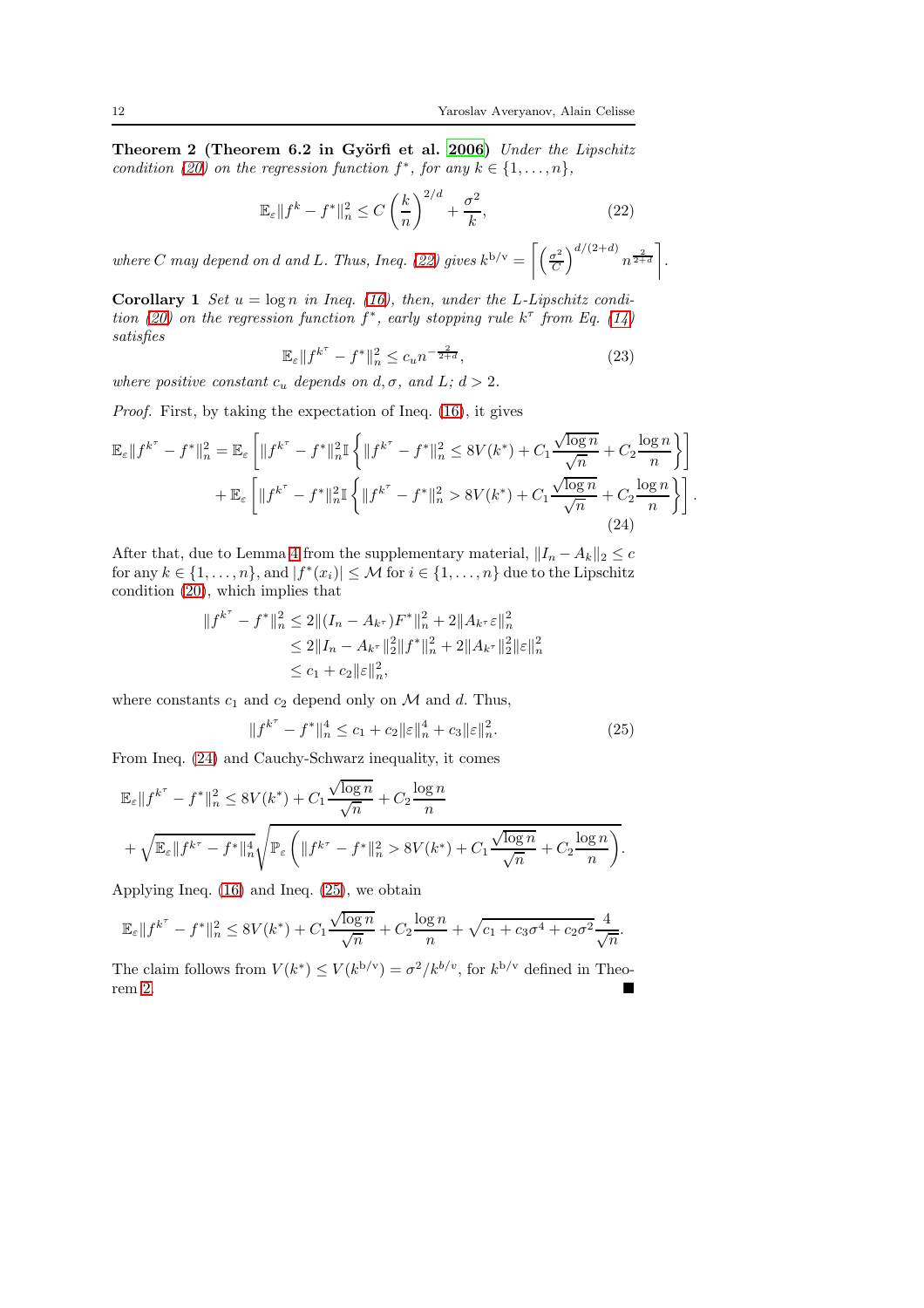**Theorem 2 (Theorem 6.2 in Györfi et al. 2006)** *Under the Lipschitz condition (20) on the regression function $f^*$, for any $k \in \{1, \ldots, n\}$,*

$$\mathbb{E}_\varepsilon \|f^k - f^*\|_n^2 \leq C \left(\frac{k}{n}\right)^{2/d} + \frac{\sigma^2}{k}, \tag{22}$$

*where $C$ may depend on $d$ and $L$. Thus, Ineq. (22) gives $k^{\mathrm{b/v}} = \left\lceil \left(\frac{\sigma^2}{C}\right)^{d/(2+d)} n^{\frac{2}{2+d}} \right\rceil$.*

**Corollary 1** *Set $u = \log n$ in Ineq. (16), then, under the L-Lipschitz condition (20) on the regression function $f^*$, early stopping rule $k^\tau$ from Eq. (14) satisfies*

$$\mathbb{E}_\varepsilon \|f^{k^\tau} - f^*\|_n^2 \leq c_u n^{-\frac{2}{2+d}}, \tag{23}$$

*where positive constant $c_u$ depends on $d, \sigma$, and $L$; $d > 2$.*

*Proof.* First, by taking the expectation of Ineq. (16), it gives

$$\begin{aligned}
\mathbb{E}_\varepsilon \|f^{k^\tau} - f^*\|_n^2 &= \mathbb{E}_\varepsilon \left[ \|f^{k^\tau} - f^*\|_n^2 \mathbb{I}\left\{ \|f^{k^\tau} - f^*\|_n^2 \leq 8V(k^*) + C_1 \frac{\sqrt{\log n}}{\sqrt{n}} + C_2 \frac{\log n}{n} \right\}\right] \\
&+ \mathbb{E}_\varepsilon \left[ \|f^{k^\tau} - f^*\|_n^2 \mathbb{I}\left\{ \|f^{k^\tau} - f^*\|_n^2 > 8V(k^*) + C_1 \frac{\sqrt{\log n}}{\sqrt{n}} + C_2 \frac{\log n}{n} \right\}\right].
\end{aligned} \tag{24}$$

After that, due to Lemma 4 from the supplementary material, $\|I_n - A_k\|_2 \leq c$ for any $k \in \{1, \ldots, n\}$, and $|f^*(x_i)| \leq \mathcal{M}$ for $i \in \{1, \ldots, n\}$ due to the Lipschitz condition (20), which implies that

$$\begin{aligned}
\|f^{k^\tau} - f^*\|_n^2 &\leq 2\|(I_n - A_{k^\tau})F^*\|_n^2 + 2\|A_{k^\tau}\varepsilon\|_n^2 \\
&\leq 2\|I_n - A_{k^\tau}\|_2^2 \|f^*\|_n^2 + 2\|A_{k^\tau}\|_2^2 \|\varepsilon\|_n^2 \\
&\leq c_1 + c_2 \|\varepsilon\|_n^2,
\end{aligned}$$

where constants $c_1$ and $c_2$ depend only on $\mathcal{M}$ and $d$. Thus,

$$\|f^{k^\tau} - f^*\|_n^4 \leq c_1 + c_2 \|\varepsilon\|_n^4 + c_3 \|\varepsilon\|_n^2. \tag{25}$$

From Ineq. (24) and Cauchy-Schwarz inequality, it comes

$$\begin{aligned}
&\mathbb{E}_\varepsilon \|f^{k^\tau} - f^*\|_n^2 \leq 8V(k^*) + C_1 \frac{\sqrt{\log n}}{\sqrt{n}} + C_2 \frac{\log n}{n} \\
&+ \sqrt{\mathbb{E}_\varepsilon \|f^{k^\tau} - f^*\|_n^4} \sqrt{\mathbb{P}_\varepsilon \left( \|f^{k^\tau} - f^*\|_n^2 > 8V(k^*) + C_1 \frac{\sqrt{\log n}}{\sqrt{n}} + C_2 \frac{\log n}{n} \right)}.
\end{aligned}$$

Applying Ineq. (16) and Ineq. (25), we obtain

$$\mathbb{E}_\varepsilon \|f^{k^\tau} - f^*\|_n^2 \leq 8V(k^*) + C_1 \frac{\sqrt{\log n}}{\sqrt{n}} + C_2 \frac{\log n}{n} + \sqrt{c_1 + c_3 \sigma^4 + c_2 \sigma^2} \frac{4}{\sqrt{n}}.$$

The claim follows from $V(k^*) \leq V(k^{\mathrm{b/v}}) = \sigma^2 / k^{b/v}$, for $k^{\mathrm{b/v}}$ defined in Theorem 2. ■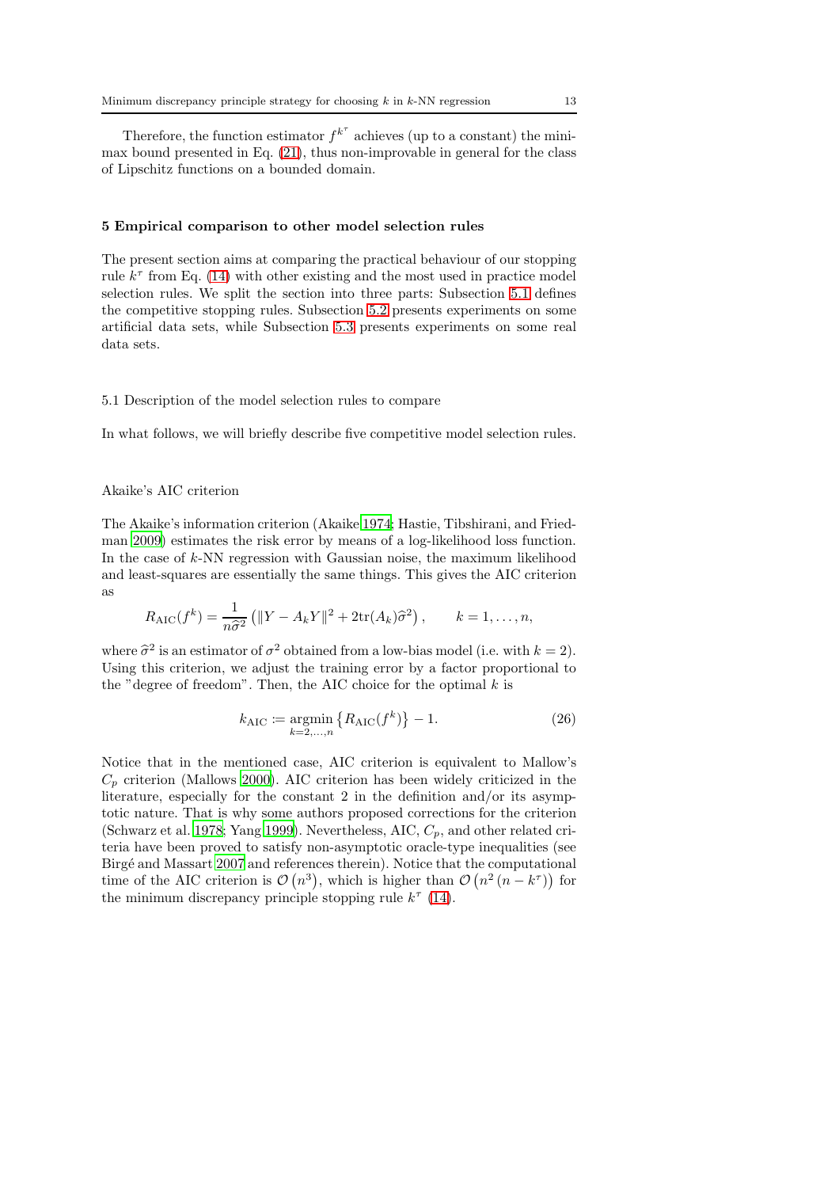Therefore, the function estimator $f^{k^\tau}$ achieves (up to a constant) the minimax bound presented in Eq. (21), thus non-improvable in general for the class of Lipschitz functions on a bounded domain.

## 5 Empirical comparison to other model selection rules

The present section aims at comparing the practical behaviour of our stopping rule $k^\tau$ from Eq. (14) with other existing and the most used in practice model selection rules. We split the section into three parts: Subsection 5.1 defines the competitive stopping rules. Subsection 5.2 presents experiments on some artificial data sets, while Subsection 5.3 presents experiments on some real data sets.

### 5.1 Description of the model selection rules to compare

In what follows, we will briefly describe five competitive model selection rules.

#### Akaike's AIC criterion

The Akaike's information criterion (Akaike 1974; Hastie, Tibshirani, and Friedman 2009) estimates the risk error by means of a log-likelihood loss function. In the case of $k$-NN regression with Gaussian noise, the maximum likelihood and least-squares are essentially the same things. This gives the AIC criterion as

$$R_{\text{AIC}}(f^k) = \frac{1}{n\widehat{\sigma}^2}\left(\|Y - A_k Y\|^2 + 2\text{tr}(A_k)\widehat{\sigma}^2\right), \qquad k = 1, \ldots, n,$$

where $\widehat{\sigma}^2$ is an estimator of $\sigma^2$ obtained from a low-bias model (i.e. with $k=2$). Using this criterion, we adjust the training error by a factor proportional to the "degree of freedom". Then, the AIC choice for the optimal $k$ is

$$k_{\text{AIC}} \coloneqq \underset{k=2,\ldots,n}{\operatorname{argmin}} \left\{R_{\text{AIC}}(f^k)\right\} - 1. \tag{26}$$

Notice that in the mentioned case, AIC criterion is equivalent to Mallow's $C_p$ criterion (Mallows 2000). AIC criterion has been widely criticized in the literature, especially for the constant 2 in the definition and/or its asymptotic nature. That is why some authors proposed corrections for the criterion (Schwarz et al. 1978; Yang 1999). Nevertheless, AIC, $C_p$, and other related criteria have been proved to satisfy non-asymptotic oracle-type inequalities (see Birgé and Massart 2007 and references therein). Notice that the computational time of the AIC criterion is $\mathcal{O}\left(n^3\right)$, which is higher than $\mathcal{O}\left(n^2\left(n - k^\tau\right)\right)$ for the minimum discrepancy principle stopping rule $k^\tau$ (14).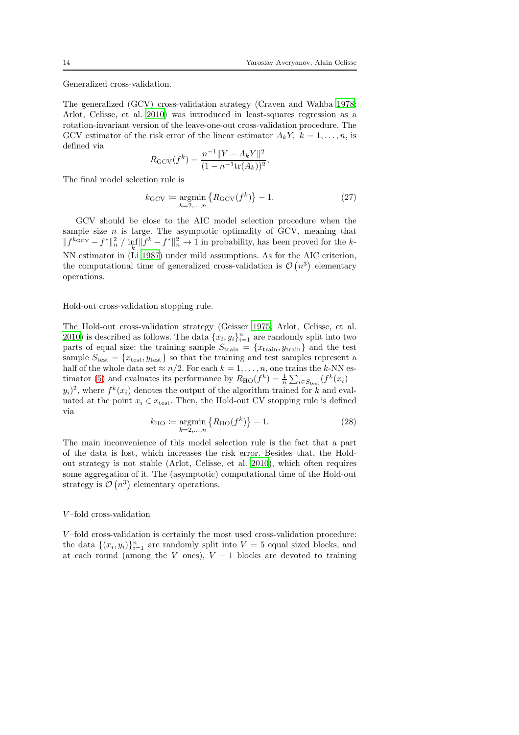Generalized cross-validation.

The generalized (GCV) cross-validation strategy (Craven and Wahba 1978; Arlot, Celisse, et al. 2010) was introduced in least-squares regression as a rotation-invariant version of the leave-one-out cross-validation procedure. The GCV estimator of the risk error of the linear estimator $A_k Y,\ k = 1, \ldots, n$, is defined via

$$R_{\mathrm{GCV}}(f^k) = \frac{n^{-1}\|Y - A_k Y\|^2}{(1 - n^{-1}\mathrm{tr}(A_k))^2},$$

The final model selection rule is

$$k_{\mathrm{GCV}} \coloneqq \underset{k=2,\ldots,n}{\mathrm{argmin}} \left\{ R_{\mathrm{GCV}}(f^k) \right\} - 1. \tag{27}$$

GCV should be close to the AIC model selection procedure when the sample size $n$ is large. The asymptotic optimality of GCV, meaning that $\|f^{k_{\mathrm{GCV}}} - f^*\|_n^2 \;/\; \inf_k \|f^k - f^*\|_n^2 \to 1$ in probability, has been proved for the $k$-NN estimator in (Li 1987) under mild assumptions. As for the AIC criterion, the computational time of generalized cross-validation is $\mathcal{O}\left(n^3\right)$ elementary operations.

Hold-out cross-validation stopping rule.

The Hold-out cross-validation strategy (Geisser 1975; Arlot, Celisse, et al. 2010) is described as follows. The data $\{x_i, y_i\}_{i=1}^n$ are randomly split into two parts of equal size: the training sample $S_{\mathrm{train}} = \{x_{\mathrm{train}}, y_{\mathrm{train}}\}$ and the test sample $S_{\mathrm{test}} = \{x_{\mathrm{test}}, y_{\mathrm{test}}\}$ so that the training and test samples represent a half of the whole data set $\approx n/2$. For each $k = 1, \ldots, n$, one trains the $k$-NN estimator (5) and evaluates its performance by $R_{\mathrm{HO}}(f^k) = \frac{1}{n}\sum_{i \in S_{\mathrm{test}}}(f^k(x_i) - y_i)^2$, where $f^k(x_i)$ denotes the output of the algorithm trained for $k$ and evaluated at the point $x_i \in x_{\mathrm{test}}$. Then, the Hold-out CV stopping rule is defined via

$$k_{\mathrm{HO}} \coloneqq \underset{k=2,\ldots,n}{\mathrm{argmin}} \left\{ R_{\mathrm{HO}}(f^k) \right\} - 1. \tag{28}$$

The main inconvenience of this model selection rule is the fact that a part of the data is lost, which increases the risk error. Besides that, the Hold-out strategy is not stable (Arlot, Celisse, et al. 2010), which often requires some aggregation of it. The (asymptotic) computational time of the Hold-out strategy is $\mathcal{O}\left(n^3\right)$ elementary operations.

$V$–fold cross-validation

$V$–fold cross-validation is certainly the most used cross-validation procedure: the data $\{(x_i, y_i)\}_{i=1}^n$ are randomly split into $V = 5$ equal sized blocks, and at each round (among the $V$ ones), $V - 1$ blocks are devoted to training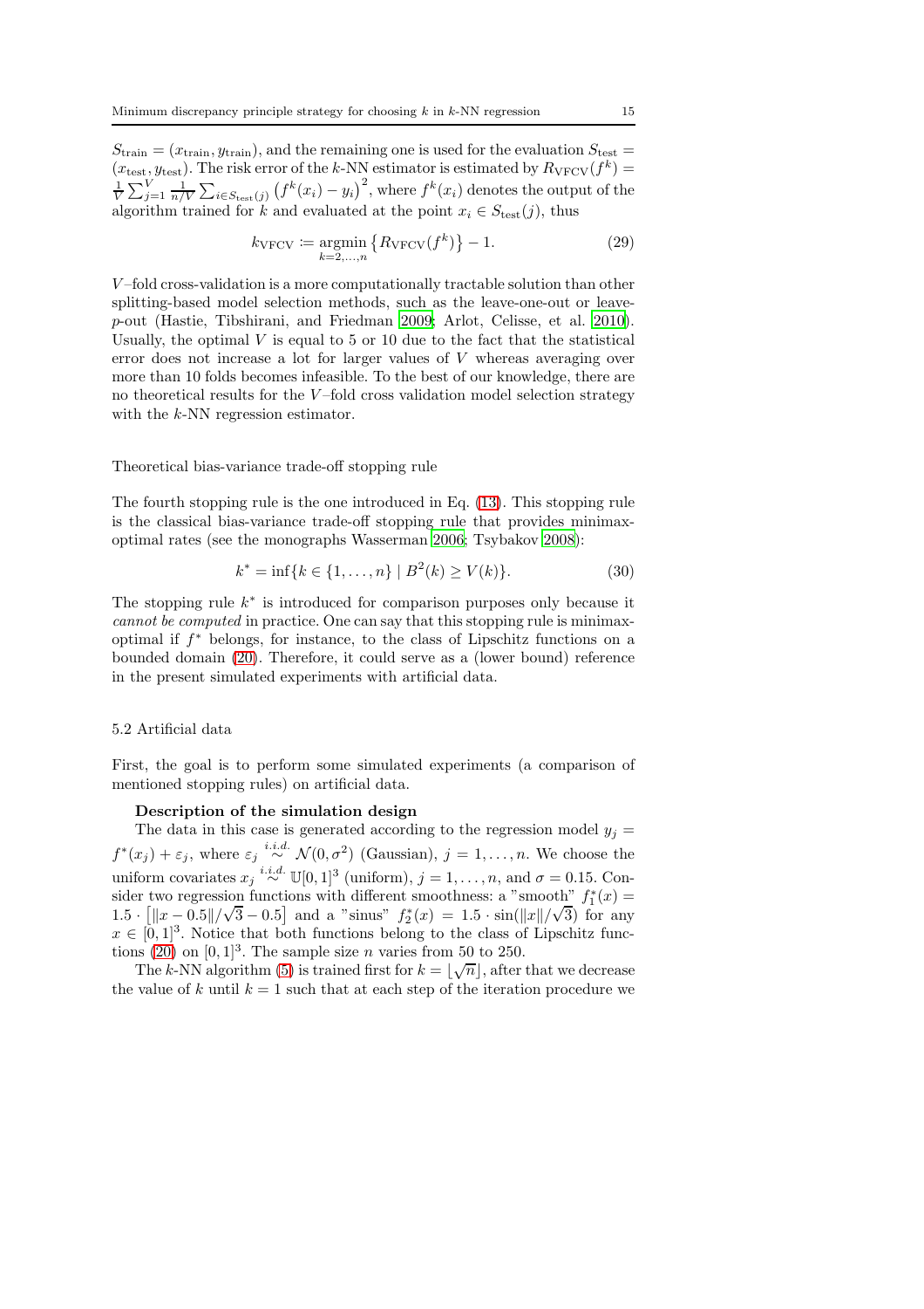$S_{\text{train}} = (x_{\text{train}}, y_{\text{train}})$, and the remaining one is used for the evaluation $S_{\text{test}} = (x_{\text{test}}, y_{\text{test}})$. The risk error of the $k$-NN estimator is estimated by $R_{\text{VFCV}}(f^k) = \frac{1}{V}\sum_{j=1}^{V}\frac{1}{n/V}\sum_{i\in S_{\text{test}}(j)}\left(f^k(x_i) - y_i\right)^2$, where $f^k(x_i)$ denotes the output of the algorithm trained for $k$ and evaluated at the point $x_i \in S_{\text{test}}(j)$, thus

$$k_{\text{VFCV}} := \underset{k=2,\ldots,n}{\operatorname{argmin}}\left\{R_{\text{VFCV}}(f^k)\right\} - 1. \tag{29}$$

$V$–fold cross-validation is a more computationally tractable solution than other splitting-based model selection methods, such as the leave-one-out or leave-$p$-out (Hastie, Tibshirani, and Friedman 2009; Arlot, Celisse, et al. 2010). Usually, the optimal $V$ is equal to 5 or 10 due to the fact that the statistical error does not increase a lot for larger values of $V$ whereas averaging over more than 10 folds becomes infeasible. To the best of our knowledge, there are no theoretical results for the $V$–fold cross validation model selection strategy with the $k$-NN regression estimator.

Theoretical bias-variance trade-off stopping rule

The fourth stopping rule is the one introduced in Eq. (13). This stopping rule is the classical bias-variance trade-off stopping rule that provides minimax-optimal rates (see the monographs Wasserman 2006; Tsybakov 2008):

$$k^* = \inf\{k \in \{1,\ldots,n\} \mid B^2(k) \geq V(k)\}. \tag{30}$$

The stopping rule $k^*$ is introduced for comparison purposes only because it *cannot be computed* in practice. One can say that this stopping rule is minimax-optimal if $f^*$ belongs, for instance, to the class of Lipschitz functions on a bounded domain (20). Therefore, it could serve as a (lower bound) reference in the present simulated experiments with artificial data.

### 5.2 Artificial data

First, the goal is to perform some simulated experiments (a comparison of mentioned stopping rules) on artificial data.

**Description of the simulation design**

The data in this case is generated according to the regression model $y_j = f^*(x_j) + \varepsilon_j$, where $\varepsilon_j \overset{i.i.d.}{\sim} \mathcal{N}(0,\sigma^2)$ (Gaussian), $j = 1,\ldots,n$. We choose the uniform covariates $x_j \overset{i.i.d.}{\sim} \mathbb{U}[0,1]^3$ (uniform), $j = 1,\ldots,n$, and $\sigma = 0.15$. Consider two regression functions with different smoothness: a "smooth" $f_1^*(x) = 1.5\cdot\left[\|x-0.5\|/\sqrt{3} - 0.5\right]$ and a "sinus" $f_2^*(x) = 1.5\cdot\sin(\|x\|/\sqrt{3})$ for any $x \in [0,1]^3$. Notice that both functions belong to the class of Lipschitz functions (20) on $[0,1]^3$. The sample size $n$ varies from 50 to 250.

The $k$-NN algorithm (5) is trained first for $k = \lfloor\sqrt{n}\rfloor$, after that we decrease the value of $k$ until $k = 1$ such that at each step of the iteration procedure we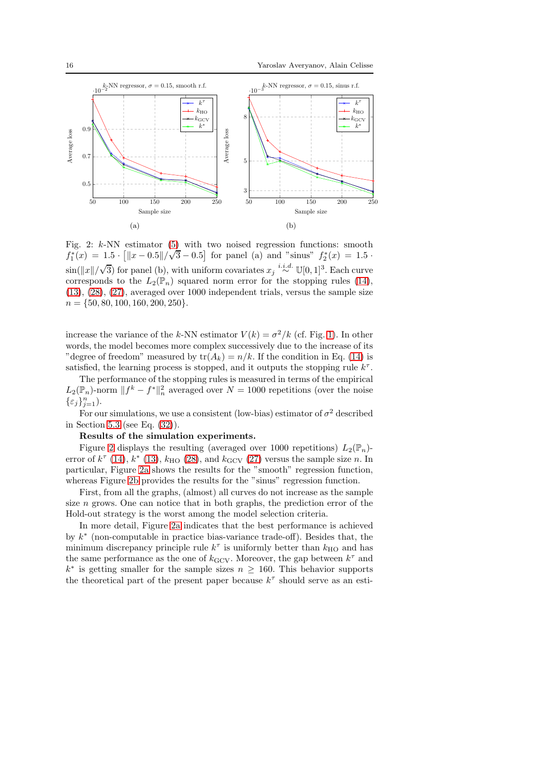Fig. 2: $k$-NN estimator (5) with two noised regression functions: smooth $f_1^*(x) = 1.5 \cdot \left[\|x - 0.5\|/\sqrt{3} - 0.5\right]$ for panel (a) and "sinus" $f_2^*(x) = 1.5 \cdot \sin(\|x\|/\sqrt{3})$ for panel (b), with uniform covariates $x_j \overset{i.i.d.}{\sim} \mathbb{U}[0,1]^3$. Each curve corresponds to the $L_2(\mathbb{P}_n)$ squared norm error for the stopping rules (14), (13), (28), (27), averaged over 1000 independent trials, versus the sample size $n = \{50, 80, 100, 160, 200, 250\}$.

increase the variance of the $k$-NN estimator $V(k) = \sigma^2/k$ (cf. Fig. 1). In other words, the model becomes more complex successively due to the increase of its "degree of freedom" measured by $\text{tr}(A_k) = n/k$. If the condition in Eq. (14) is satisfied, the learning process is stopped, and it outputs the stopping rule $k^\tau$.

The performance of the stopping rules is measured in terms of the empirical $L_2(\mathbb{P}_n)$-norm $\|f^k - f^*\|_n^2$ averaged over $N = 1000$ repetitions (over the noise $\{\varepsilon_j\}_{j=1}^n$).

For our simulations, we use a consistent (low-bias) estimator of $\sigma^2$ described in Section 5.3 (see Eq. (32)).

**Results of the simulation experiments.**

Figure 2 displays the resulting (averaged over 1000 repetitions) $L_2(\mathbb{P}_n)$-error of $k^\tau$ (14), $k^*$ (13), $k_{\text{HO}}$ (28), and $k_{\text{GCV}}$ (27) versus the sample size $n$. In particular, Figure 2a shows the results for the "smooth" regression function, whereas Figure 2b provides the results for the "sinus" regression function.

First, from all the graphs, (almost) all curves do not increase as the sample size $n$ grows. One can notice that in both graphs, the prediction error of the Hold-out strategy is the worst among the model selection criteria.

In more detail, Figure 2a indicates that the best performance is achieved by $k^*$ (non-computable in practice bias-variance trade-off). Besides that, the minimum discrepancy principle rule $k^\tau$ is uniformly better than $k_{\text{HO}}$ and has the same performance as the one of $k_{\text{GCV}}$. Moreover, the gap between $k^\tau$ and $k^*$ is getting smaller for the sample sizes $n \geq 160$. This behavior supports the theoretical part of the present paper because $k^\tau$ should serve as an esti-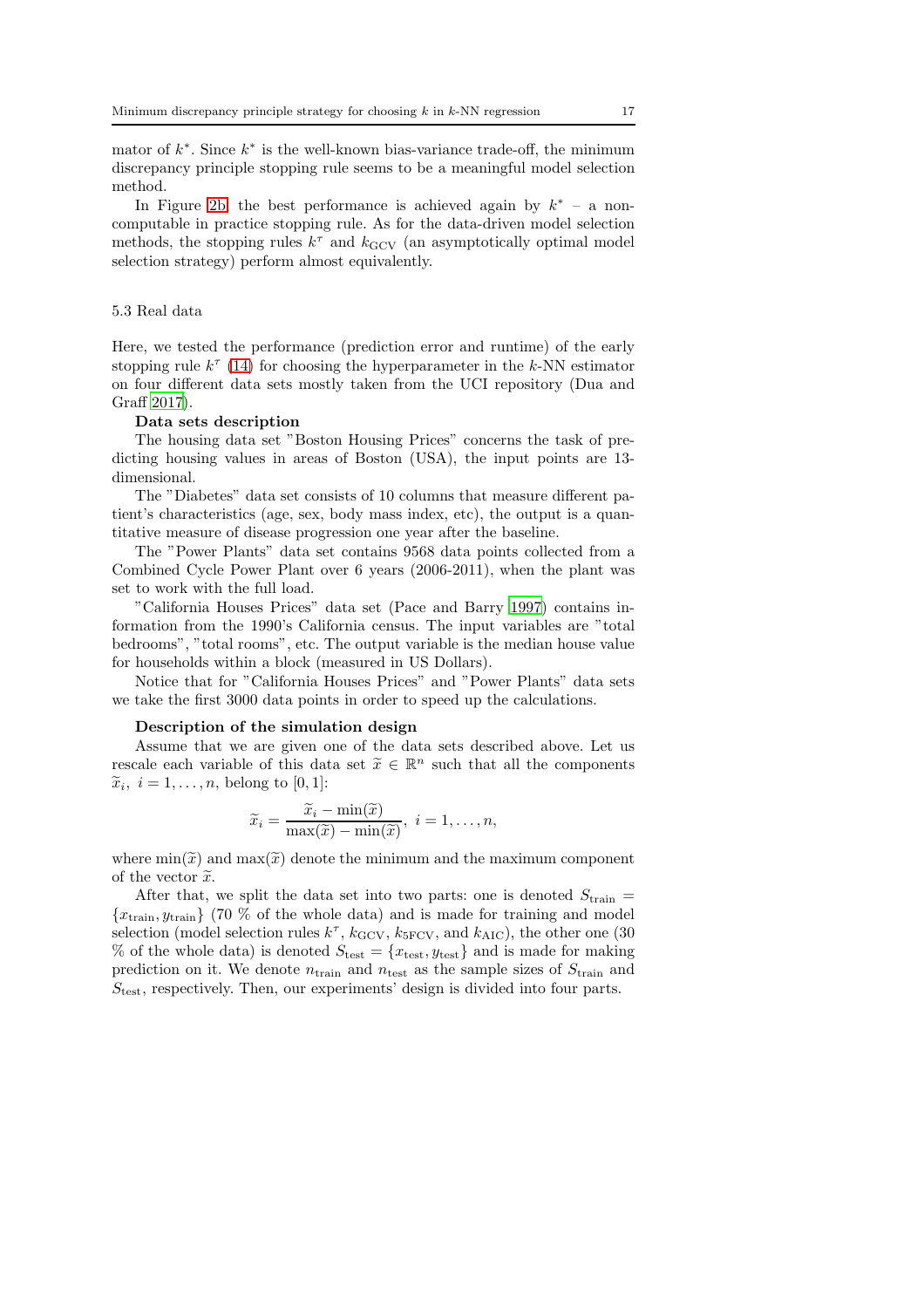mator of $k^*$. Since $k^*$ is the well-known bias-variance trade-off, the minimum discrepancy principle stopping rule seems to be a meaningful model selection method.

In Figure 2b, the best performance is achieved again by $k^*$ – a non-computable in practice stopping rule. As for the data-driven model selection methods, the stopping rules $k^\tau$ and $k_{\text{GCV}}$ (an asymptotically optimal model selection strategy) perform almost equivalently.

## 5.3 Real data

Here, we tested the performance (prediction error and runtime) of the early stopping rule $k^\tau$ (14) for choosing the hyperparameter in the $k$-NN estimator on four different data sets mostly taken from the UCI repository (Dua and Graff 2017).

**Data sets description**

The housing data set "Boston Housing Prices" concerns the task of predicting housing values in areas of Boston (USA), the input points are 13-dimensional.

The "Diabetes" data set consists of 10 columns that measure different patient's characteristics (age, sex, body mass index, etc), the output is a quantitative measure of disease progression one year after the baseline.

The "Power Plants" data set contains 9568 data points collected from a Combined Cycle Power Plant over 6 years (2006-2011), when the plant was set to work with the full load.

"California Houses Prices" data set (Pace and Barry 1997) contains information from the 1990's California census. The input variables are "total bedrooms", "total rooms", etc. The output variable is the median house value for households within a block (measured in US Dollars).

Notice that for "California Houses Prices" and "Power Plants" data sets we take the first 3000 data points in order to speed up the calculations.

**Description of the simulation design**

Assume that we are given one of the data sets described above. Let us rescale each variable of this data set $\widetilde{x} \in \mathbb{R}^n$ such that all the components $\widetilde{x}_i,\ i = 1, \ldots, n$, belong to $[0, 1]$:

$$\widetilde{x}_i = \frac{\widetilde{x}_i - \min(\widetilde{x})}{\max(\widetilde{x}) - \min(\widetilde{x})},\ i = 1, \ldots, n,$$

where $\min(\widetilde{x})$ and $\max(\widetilde{x})$ denote the minimum and the maximum component of the vector $\widetilde{x}$.

After that, we split the data set into two parts: one is denoted $S_{\text{train}} = \{x_{\text{train}}, y_{\text{train}}\}$ (70 % of the whole data) and is made for training and model selection (model selection rules $k^\tau$, $k_{\text{GCV}}$, $k_{\text{5FCV}}$, and $k_{\text{AIC}}$), the other one (30 % of the whole data) is denoted $S_{\text{test}} = \{x_{\text{test}}, y_{\text{test}}\}$ and is made for making prediction on it. We denote $n_{\text{train}}$ and $n_{\text{test}}$ as the sample sizes of $S_{\text{train}}$ and $S_{\text{test}}$, respectively. Then, our experiments' design is divided into four parts.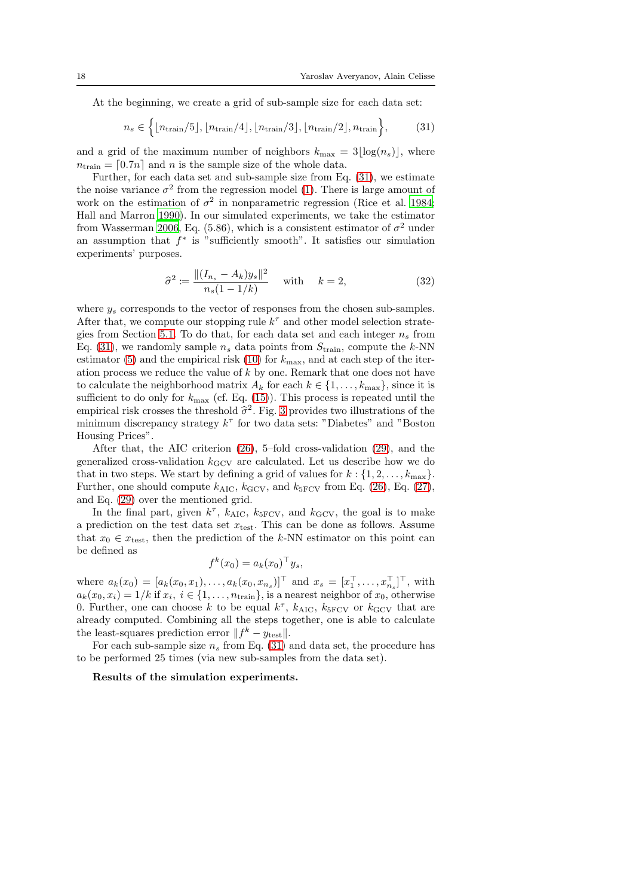At the beginning, we create a grid of sub-sample size for each data set:

$$n_s \in \Big\{ \lfloor n_{\text{train}}/5 \rfloor, \lfloor n_{\text{train}}/4 \rfloor, \lfloor n_{\text{train}}/3 \rfloor, \lfloor n_{\text{train}}/2 \rfloor, n_{\text{train}} \Big\}, \tag{31}$$

and a grid of the maximum number of neighbors $k_{\max} = 3\lfloor \log(n_s) \rfloor$, where $n_{\text{train}} = \lceil 0.7n \rceil$ and $n$ is the sample size of the whole data.

Further, for each data set and sub-sample size from Eq. (31), we estimate the noise variance $\sigma^2$ from the regression model (1). There is large amount of work on the estimation of $\sigma^2$ in nonparametric regression (Rice et al. 1984; Hall and Marron 1990). In our simulated experiments, we take the estimator from Wasserman 2006, Eq. (5.86), which is a consistent estimator of $\sigma^2$ under an assumption that $f^*$ is "sufficiently smooth". It satisfies our simulation experiments' purposes.

$$\widehat{\sigma}^2 := \frac{\|(I_{n_s} - A_k) y_s\|^2}{n_s(1 - 1/k)} \quad \text{ with } \quad k = 2, \tag{32}$$

where $y_s$ corresponds to the vector of responses from the chosen sub-samples. After that, we compute our stopping rule $k^\tau$ and other model selection strategies from Section 5.1. To do that, for each data set and each integer $n_s$ from Eq. (31), we randomly sample $n_s$ data points from $S_{\text{train}}$, compute the $k$-NN estimator (5) and the empirical risk (10) for $k_{\max}$, and at each step of the iteration process we reduce the value of $k$ by one. Remark that one does not have to calculate the neighborhood matrix $A_k$ for each $k \in \{1, \ldots, k_{\max}\}$, since it is sufficient to do only for $k_{\max}$ (cf. Eq. (15)). This process is repeated until the empirical risk crosses the threshold $\widehat{\sigma}^2$. Fig. 3 provides two illustrations of the minimum discrepancy strategy $k^\tau$ for two data sets: "Diabetes" and "Boston Housing Prices".

After that, the AIC criterion (26), 5–fold cross-validation (29), and the generalized cross-validation $k_{\text{GCV}}$ are calculated. Let us describe how we do that in two steps. We start by defining a grid of values for $k : \{1, 2, \ldots, k_{\max}\}$. Further, one should compute $k_{\text{AIC}}$, $k_{\text{GCV}}$, and $k_{\text{5FCV}}$ from Eq. (26), Eq. (27), and Eq. (29) over the mentioned grid.

In the final part, given $k^\tau$, $k_{\text{AIC}}$, $k_{\text{5FCV}}$, and $k_{\text{GCV}}$, the goal is to make a prediction on the test data set $x_{\text{test}}$. This can be done as follows. Assume that $x_0 \in x_{\text{test}}$, then the prediction of the $k$-NN estimator on this point can be defined as

$$f^k(x_0) = a_k(x_0)^\top y_s,$$

where $a_k(x_0) = [a_k(x_0, x_1), \ldots, a_k(x_0, x_{n_s})]^\top$ and $x_s = [x_1^\top, \ldots, x_{n_s}^\top]^\top$, with $a_k(x_0, x_i) = 1/k$ if $x_i,\ i \in \{1, \ldots, n_{\text{train}}\}$, is a nearest neighbor of $x_0$, otherwise 0. Further, one can choose $k$ to be equal $k^\tau$, $k_{\text{AIC}}$, $k_{\text{5FCV}}$ or $k_{\text{GCV}}$ that are already computed. Combining all the steps together, one is able to calculate the least-squares prediction error $\|f^k - y_{\text{test}}\|$.

For each sub-sample size $n_s$ from Eq. (31) and data set, the procedure has to be performed 25 times (via new sub-samples from the data set).

**Results of the simulation experiments.**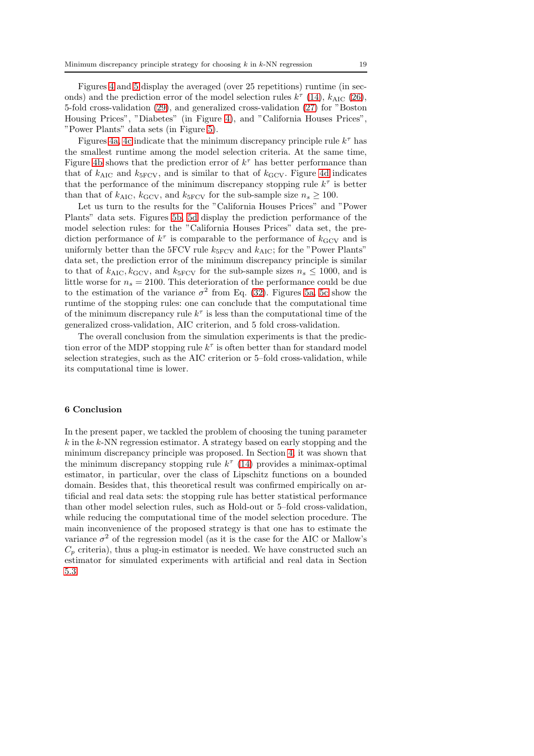Figures 4 and 5 display the averaged (over 25 repetitions) runtime (in seconds) and the prediction error of the model selection rules $k^\tau$ (14), $k_{\text{AIC}}$ (26), 5-fold cross-validation (29), and generalized cross-validation (27) for "Boston Housing Prices", "Diabetes" (in Figure 4), and "California Houses Prices", "Power Plants" data sets (in Figure 5).

Figures 4a, 4c indicate that the minimum discrepancy principle rule $k^\tau$ has the smallest runtime among the model selection criteria. At the same time, Figure 4b shows that the prediction error of $k^\tau$ has better performance than that of $k_{\text{AIC}}$ and $k_{\text{5FCV}}$, and is similar to that of $k_{\text{GCV}}$. Figure 4d indicates that the performance of the minimum discrepancy stopping rule $k^\tau$ is better than that of $k_{\text{AIC}}$, $k_{\text{GCV}}$, and $k_{\text{5FCV}}$ for the sub-sample size $n_s \geq 100$.

Let us turn to the results for the "California Houses Prices" and "Power Plants" data sets. Figures 5b, 5d display the prediction performance of the model selection rules: for the "California Houses Prices" data set, the prediction performance of $k^\tau$ is comparable to the performance of $k_{\text{GCV}}$ and is uniformly better than the 5FCV rule $k_{\text{5FCV}}$ and $k_{\text{AIC}}$; for the "Power Plants" data set, the prediction error of the minimum discrepancy principle is similar to that of $k_{\text{AIC}}, k_{\text{GCV}}$, and $k_{\text{5FCV}}$ for the sub-sample sizes $n_s \leq 1000$, and is little worse for $n_s = 2100$. This deterioration of the performance could be due to the estimation of the variance $\sigma^2$ from Eq. (32). Figures 5a, 5c show the runtime of the stopping rules: one can conclude that the computational time of the minimum discrepancy rule $k^\tau$ is less than the computational time of the generalized cross-validation, AIC criterion, and 5 fold cross-validation.

The overall conclusion from the simulation experiments is that the prediction error of the MDP stopping rule $k^\tau$ is often better than for standard model selection strategies, such as the AIC criterion or 5–fold cross-validation, while its computational time is lower.

## 6 Conclusion

In the present paper, we tackled the problem of choosing the tuning parameter $k$ in the $k$-NN regression estimator. A strategy based on early stopping and the minimum discrepancy principle was proposed. In Section 4, it was shown that the minimum discrepancy stopping rule $k^\tau$ (14) provides a minimax-optimal estimator, in particular, over the class of Lipschitz functions on a bounded domain. Besides that, this theoretical result was confirmed empirically on artificial and real data sets: the stopping rule has better statistical performance than other model selection rules, such as Hold-out or 5–fold cross-validation, while reducing the computational time of the model selection procedure. The main inconvenience of the proposed strategy is that one has to estimate the variance $\sigma^2$ of the regression model (as it is the case for the AIC or Mallow's $C_p$ criteria), thus a plug-in estimator is needed. We have constructed such an estimator for simulated experiments with artificial and real data in Section 5.3.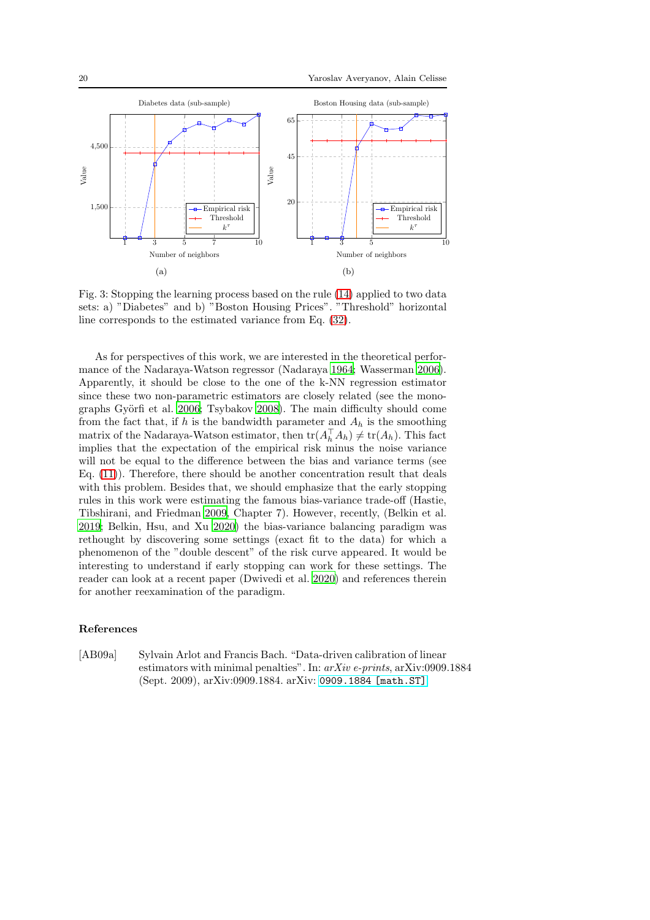Fig. 3: Stopping the learning process based on the rule (14) applied to two data sets: a) "Diabetes" and b) "Boston Housing Prices". "Threshold" horizontal line corresponds to the estimated variance from Eq. (32).

As for perspectives of this work, we are interested in the theoretical performance of the Nadaraya-Watson regressor (Nadaraya 1964; Wasserman 2006). Apparently, it should be close to the one of the k-NN regression estimator since these two non-parametric estimators are closely related (see the monographs Györfi et al. 2006; Tsybakov 2008). The main difficulty should come from the fact that, if $h$ is the bandwidth parameter and $A_h$ is the smoothing matrix of the Nadaraya-Watson estimator, then $\mathrm{tr}(A_h^\top A_h) \neq \mathrm{tr}(A_h)$. This fact implies that the expectation of the empirical risk minus the noise variance will not be equal to the difference between the bias and variance terms (see Eq. (11)). Therefore, there should be another concentration result that deals with this problem. Besides that, we should emphasize that the early stopping rules in this work were estimating the famous bias-variance trade-off (Hastie, Tibshirani, and Friedman 2009, Chapter 7). However, recently, (Belkin et al. 2019; Belkin, Hsu, and Xu 2020) the bias-variance balancing paradigm was rethought by discovering some settings (exact fit to the data) for which a phenomenon of the "double descent" of the risk curve appeared. It would be interesting to understand if early stopping can work for these settings. The reader can look at a recent paper (Dwivedi et al. 2020) and references therein for another reexamination of the paradigm.

## References

[AB09a] Sylvain Arlot and Francis Bach. "Data-driven calibration of linear estimators with minimal penalties". In: *arXiv e-prints*, arXiv:0909.1884 (Sept. 2009), arXiv:0909.1884. arXiv: `0909.1884 [math.ST]`.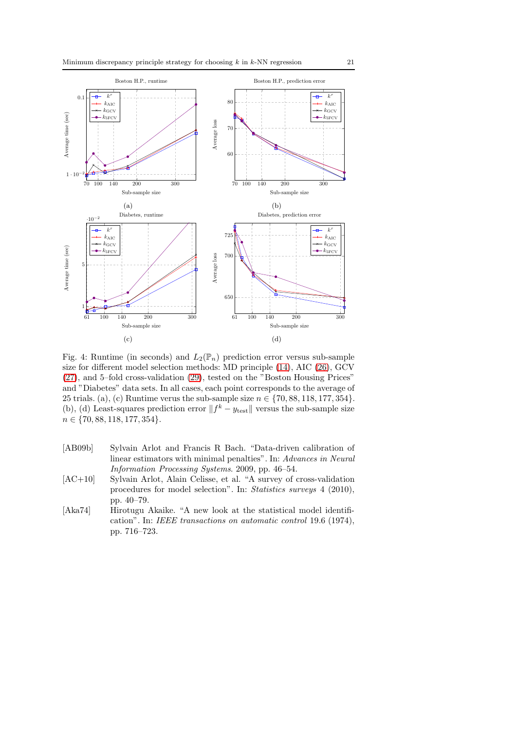Fig. 4: Runtime (in seconds) and $L_2(\mathbb{P}_n)$ prediction error versus sub-sample size for different model selection methods: MD principle (14), AIC (26), GCV (27), and 5–fold cross-validation (29), tested on the "Boston Housing Prices" and "Diabetes" data sets. In all cases, each point corresponds to the average of 25 trials. (a), (c) Runtime verus the sub-sample size $n \in \{70, 88, 118, 177, 354\}$. (b), (d) Least-squares prediction error $\|f^k - y_{\text{test}}\|$ versus the sub-sample size $n \in \{70, 88, 118, 177, 354\}$.

- [AB09b] Sylvain Arlot and Francis R Bach. "Data-driven calibration of linear estimators with minimal penalties". In: *Advances in Neural Information Processing Systems*. 2009, pp. 46–54.
- [AC+10] Sylvain Arlot, Alain Celisse, et al. "A survey of cross-validation procedures for model selection". In: *Statistics surveys* 4 (2010), pp. 40–79.
- [Aka74] Hirotugu Akaike. "A new look at the statistical model identification". In: *IEEE transactions on automatic control* 19.6 (1974), pp. 716–723.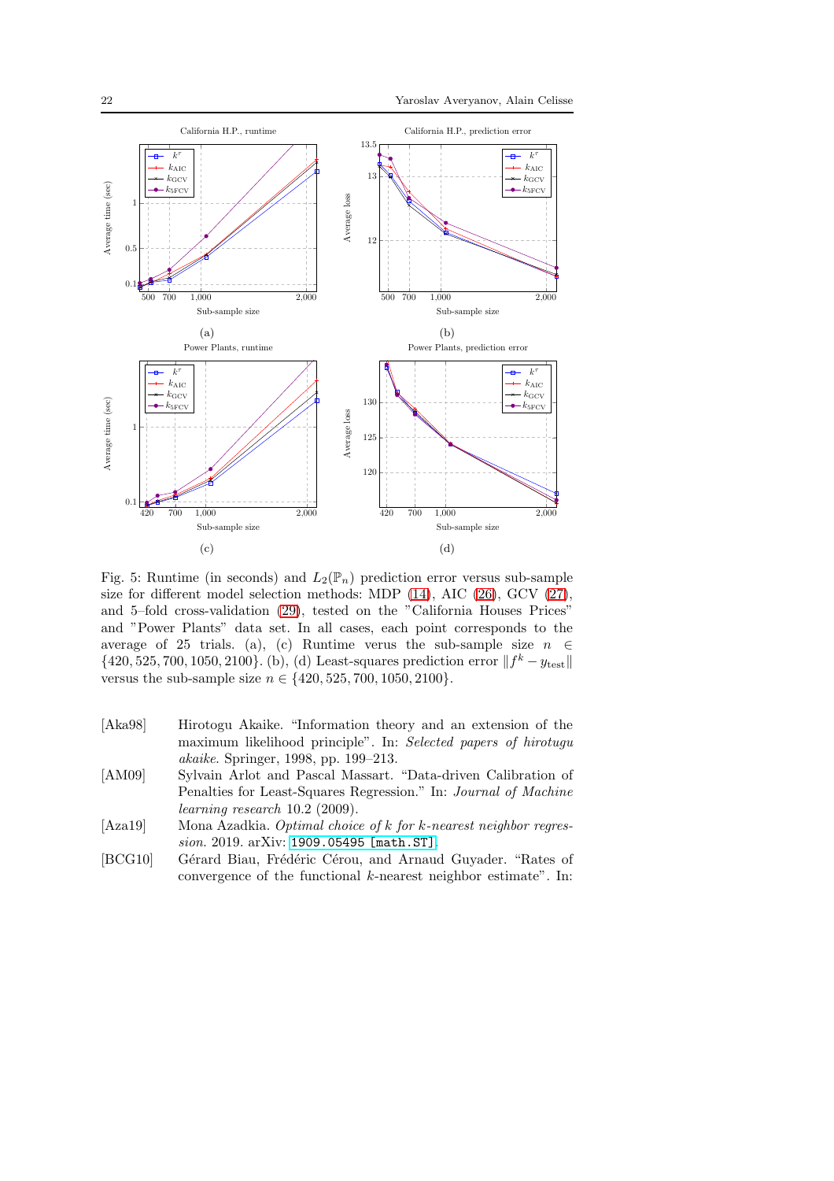Fig. 5: Runtime (in seconds) and $L_2(\mathbb{P}_n)$ prediction error versus sub-sample size for different model selection methods: MDP (14), AIC (26), GCV (27), and 5–fold cross-validation (29), tested on the "California Houses Prices" and "Power Plants" data set. In all cases, each point corresponds to the average of 25 trials. (a), (c) Runtime verus the sub-sample size $n \in \{420, 525, 700, 1050, 2100\}$. (b), (d) Least-squares prediction error $\|f^k - y_{\text{test}}\|$ versus the sub-sample size $n \in \{420, 525, 700, 1050, 2100\}$.

[Aka98] Hirotogu Akaike. "Information theory and an extension of the maximum likelihood principle". In: *Selected papers of hirotugu akaike*. Springer, 1998, pp. 199–213.

[AM09] Sylvain Arlot and Pascal Massart. "Data-driven Calibration of Penalties for Least-Squares Regression." In: *Journal of Machine learning research* 10.2 (2009).

[Aza19] Mona Azadkia. *Optimal choice of k for k-nearest neighbor regression*. 2019. arXiv: 1909.05495 [math.ST].

[BCG10] Gérard Biau, Frédéric Cérou, and Arnaud Guyader. "Rates of convergence of the functional $k$-nearest neighbor estimate". In: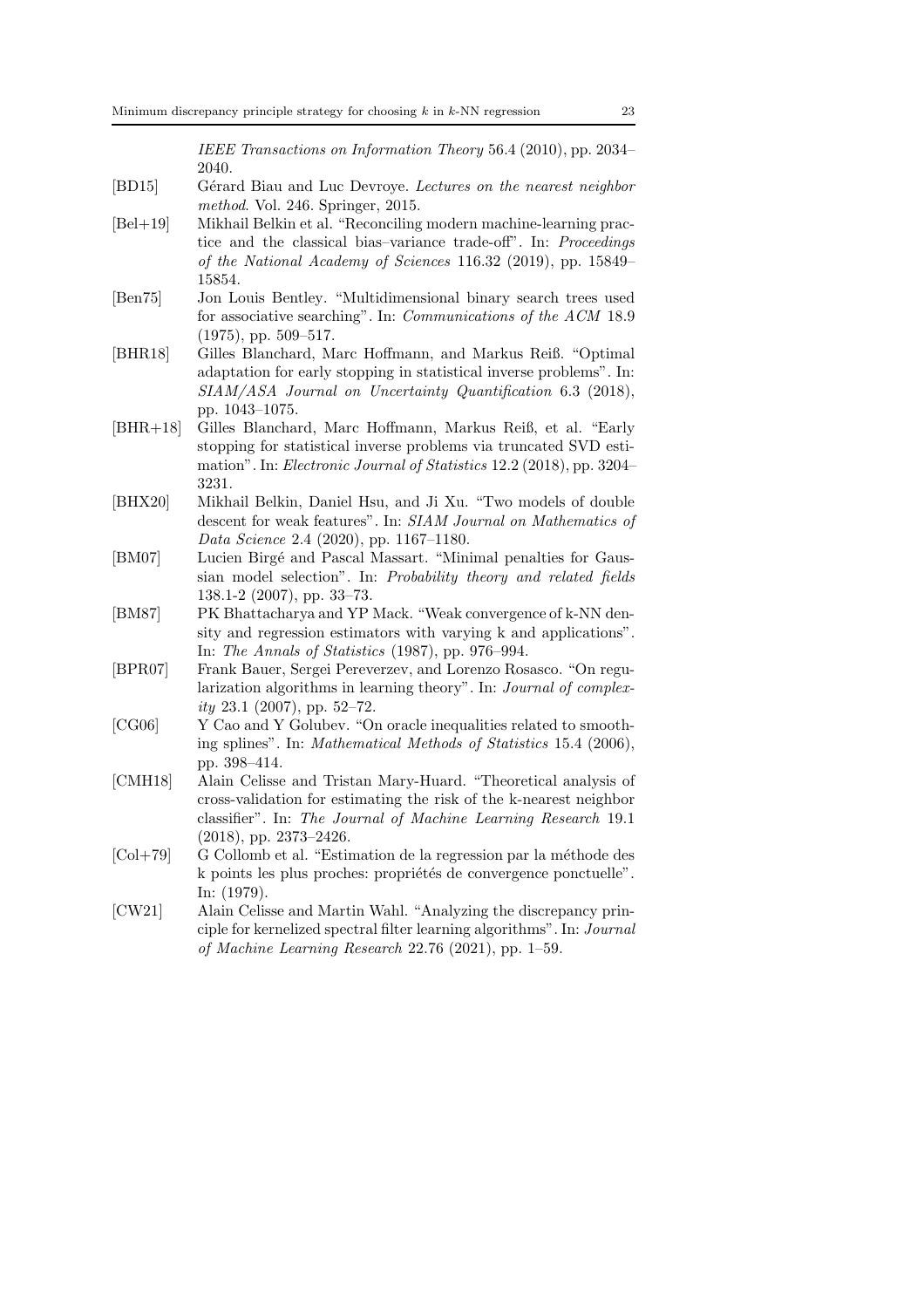*IEEE Transactions on Information Theory* 56.4 (2010), pp. 2034–2040.

[BD15] Gérard Biau and Luc Devroye. *Lectures on the nearest neighbor method*. Vol. 246. Springer, 2015.

[Bel+19] Mikhail Belkin et al. "Reconciling modern machine-learning practice and the classical bias–variance trade-off". In: *Proceedings of the National Academy of Sciences* 116.32 (2019), pp. 15849–15854.

[Ben75] Jon Louis Bentley. "Multidimensional binary search trees used for associative searching". In: *Communications of the ACM* 18.9 (1975), pp. 509–517.

[BHR18] Gilles Blanchard, Marc Hoffmann, and Markus Reiß. "Optimal adaptation for early stopping in statistical inverse problems". In: *SIAM/ASA Journal on Uncertainty Quantification* 6.3 (2018), pp. 1043–1075.

[BHR+18] Gilles Blanchard, Marc Hoffmann, Markus Reiß, et al. "Early stopping for statistical inverse problems via truncated SVD estimation". In: *Electronic Journal of Statistics* 12.2 (2018), pp. 3204–3231.

[BHX20] Mikhail Belkin, Daniel Hsu, and Ji Xu. "Two models of double descent for weak features". In: *SIAM Journal on Mathematics of Data Science* 2.4 (2020), pp. 1167–1180.

[BM07] Lucien Birgé and Pascal Massart. "Minimal penalties for Gaussian model selection". In: *Probability theory and related fields* 138.1-2 (2007), pp. 33–73.

[BM87] PK Bhattacharya and YP Mack. "Weak convergence of k-NN density and regression estimators with varying k and applications". In: *The Annals of Statistics* (1987), pp. 976–994.

[BPR07] Frank Bauer, Sergei Pereverzev, and Lorenzo Rosasco. "On regularization algorithms in learning theory". In: *Journal of complexity* 23.1 (2007), pp. 52–72.

[CG06] Y Cao and Y Golubev. "On oracle inequalities related to smoothing splines". In: *Mathematical Methods of Statistics* 15.4 (2006), pp. 398–414.

[CMH18] Alain Celisse and Tristan Mary-Huard. "Theoretical analysis of cross-validation for estimating the risk of the k-nearest neighbor classifier". In: *The Journal of Machine Learning Research* 19.1 (2018), pp. 2373–2426.

[Col+79] G Collomb et al. "Estimation de la regression par la méthode des k points les plus proches: propriétés de convergence ponctuelle". In: (1979).

[CW21] Alain Celisse and Martin Wahl. "Analyzing the discrepancy principle for kernelized spectral filter learning algorithms". In: *Journal of Machine Learning Research* 22.76 (2021), pp. 1–59.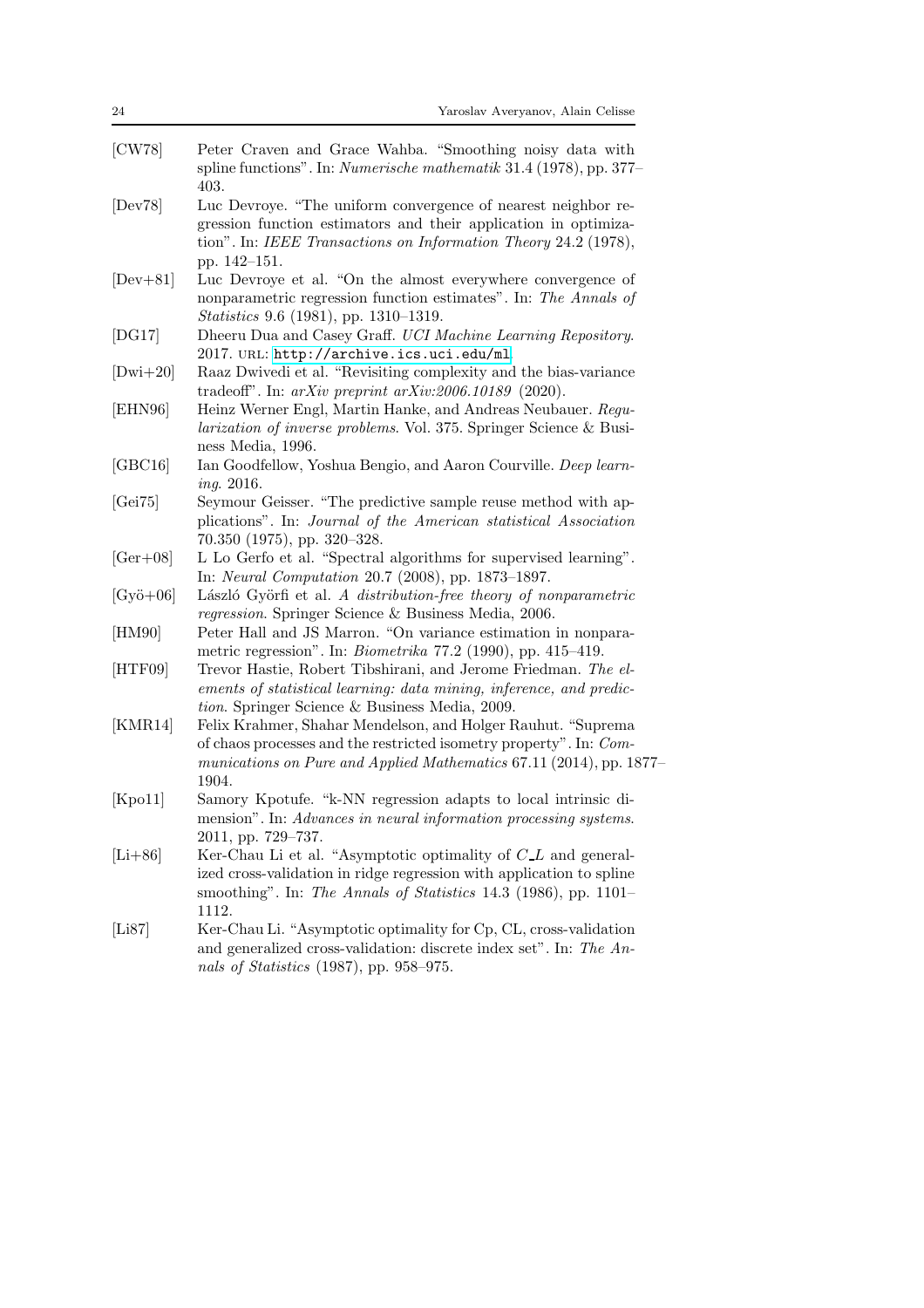[CW78] Peter Craven and Grace Wahba. "Smoothing noisy data with spline functions". In: *Numerische mathematik* 31.4 (1978), pp. 377–403.

[Dev78] Luc Devroye. "The uniform convergence of nearest neighbor regression function estimators and their application in optimization". In: *IEEE Transactions on Information Theory* 24.2 (1978), pp. 142–151.

[Dev+81] Luc Devroye et al. "On the almost everywhere convergence of nonparametric regression function estimates". In: *The Annals of Statistics* 9.6 (1981), pp. 1310–1319.

[DG17] Dheeru Dua and Casey Graff. *UCI Machine Learning Repository*. 2017. URL: http://archive.ics.uci.edu/ml.

[Dwi+20] Raaz Dwivedi et al. "Revisiting complexity and the bias-variance tradeoff". In: *arXiv preprint arXiv:2006.10189* (2020).

[EHN96] Heinz Werner Engl, Martin Hanke, and Andreas Neubauer. *Regularization of inverse problems*. Vol. 375. Springer Science & Business Media, 1996.

[GBC16] Ian Goodfellow, Yoshua Bengio, and Aaron Courville. *Deep learning*. 2016.

[Gei75] Seymour Geisser. "The predictive sample reuse method with applications". In: *Journal of the American statistical Association* 70.350 (1975), pp. 320–328.

[Ger+08] L Lo Gerfo et al. "Spectral algorithms for supervised learning". In: *Neural Computation* 20.7 (2008), pp. 1873–1897.

[Gyö+06] László Györfi et al. *A distribution-free theory of nonparametric regression*. Springer Science & Business Media, 2006.

[HM90] Peter Hall and JS Marron. "On variance estimation in nonparametric regression". In: *Biometrika* 77.2 (1990), pp. 415–419.

[HTF09] Trevor Hastie, Robert Tibshirani, and Jerome Friedman. *The elements of statistical learning: data mining, inference, and prediction*. Springer Science & Business Media, 2009.

[KMR14] Felix Krahmer, Shahar Mendelson, and Holger Rauhut. "Suprema of chaos processes and the restricted isometry property". In: *Communications on Pure and Applied Mathematics* 67.11 (2014), pp. 1877–1904.

[Kpo11] Samory Kpotufe. "k-NN regression adapts to local intrinsic dimension". In: *Advances in neural information processing systems*. 2011, pp. 729–737.

[Li+86] Ker-Chau Li et al. "Asymptotic optimality of $C_L$ and generalized cross-validation in ridge regression with application to spline smoothing". In: *The Annals of Statistics* 14.3 (1986), pp. 1101–1112.

[Li87] Ker-Chau Li. "Asymptotic optimality for Cp, CL, cross-validation and generalized cross-validation: discrete index set". In: *The Annals of Statistics* (1987), pp. 958–975.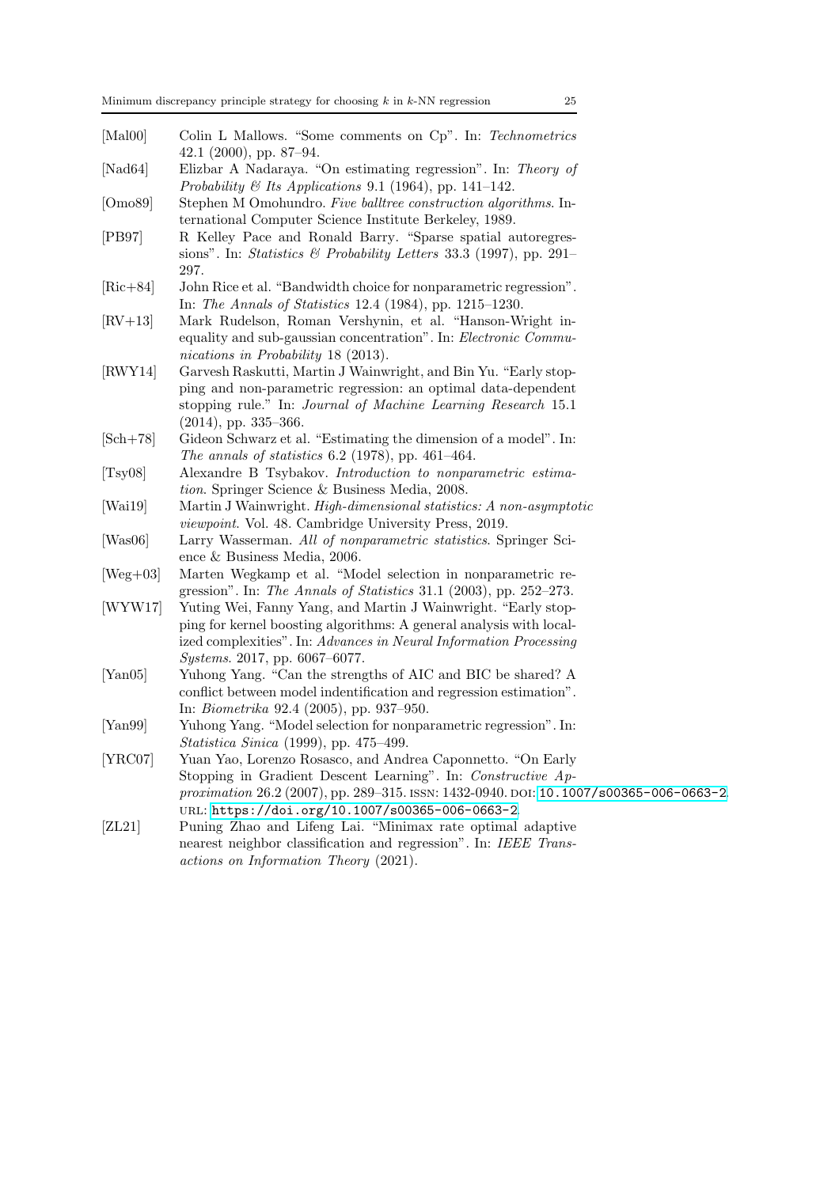- [Mal00] Colin L Mallows. "Some comments on Cp". In: *Technometrics* 42.1 (2000), pp. 87–94.
- [Nad64] Elizbar A Nadaraya. "On estimating regression". In: *Theory of Probability & Its Applications* 9.1 (1964), pp. 141–142.
- [Omo89] Stephen M Omohundro. *Five balltree construction algorithms*. International Computer Science Institute Berkeley, 1989.
- [PB97] R Kelley Pace and Ronald Barry. "Sparse spatial autoregressions". In: *Statistics & Probability Letters* 33.3 (1997), pp. 291–297.
- [Ric+84] John Rice et al. "Bandwidth choice for nonparametric regression". In: *The Annals of Statistics* 12.4 (1984), pp. 1215–1230.
- [RV+13] Mark Rudelson, Roman Vershynin, et al. "Hanson-Wright inequality and sub-gaussian concentration". In: *Electronic Communications in Probability* 18 (2013).
- [RWY14] Garvesh Raskutti, Martin J Wainwright, and Bin Yu. "Early stopping and non-parametric regression: an optimal data-dependent stopping rule." In: *Journal of Machine Learning Research* 15.1 (2014), pp. 335–366.
- [Sch+78] Gideon Schwarz et al. "Estimating the dimension of a model". In: *The annals of statistics* 6.2 (1978), pp. 461–464.
- [Tsy08] Alexandre B Tsybakov. *Introduction to nonparametric estimation*. Springer Science & Business Media, 2008.
- [Wai19] Martin J Wainwright. *High-dimensional statistics: A non-asymptotic viewpoint*. Vol. 48. Cambridge University Press, 2019.
- [Was06] Larry Wasserman. *All of nonparametric statistics*. Springer Science & Business Media, 2006.
- [Weg+03] Marten Wegkamp et al. "Model selection in nonparametric regression". In: *The Annals of Statistics* 31.1 (2003), pp. 252–273.
- [WYW17] Yuting Wei, Fanny Yang, and Martin J Wainwright. "Early stopping for kernel boosting algorithms: A general analysis with localized complexities". In: *Advances in Neural Information Processing Systems*. 2017, pp. 6067–6077.
- [Yan05] Yuhong Yang. "Can the strengths of AIC and BIC be shared? A conflict between model indentification and regression estimation". In: *Biometrika* 92.4 (2005), pp. 937–950.
- [Yan99] Yuhong Yang. "Model selection for nonparametric regression". In: *Statistica Sinica* (1999), pp. 475–499.
- [YRC07] Yuan Yao, Lorenzo Rosasco, and Andrea Caponnetto. "On Early Stopping in Gradient Descent Learning". In: *Constructive Approximation* 26.2 (2007), pp. 289–315. ISSN: 1432-0940. DOI: 10.1007/s00365-006-0663-2. URL: https://doi.org/10.1007/s00365-006-0663-2.
- [ZL21] Puning Zhao and Lifeng Lai. "Minimax rate optimal adaptive nearest neighbor classification and regression". In: *IEEE Transactions on Information Theory* (2021).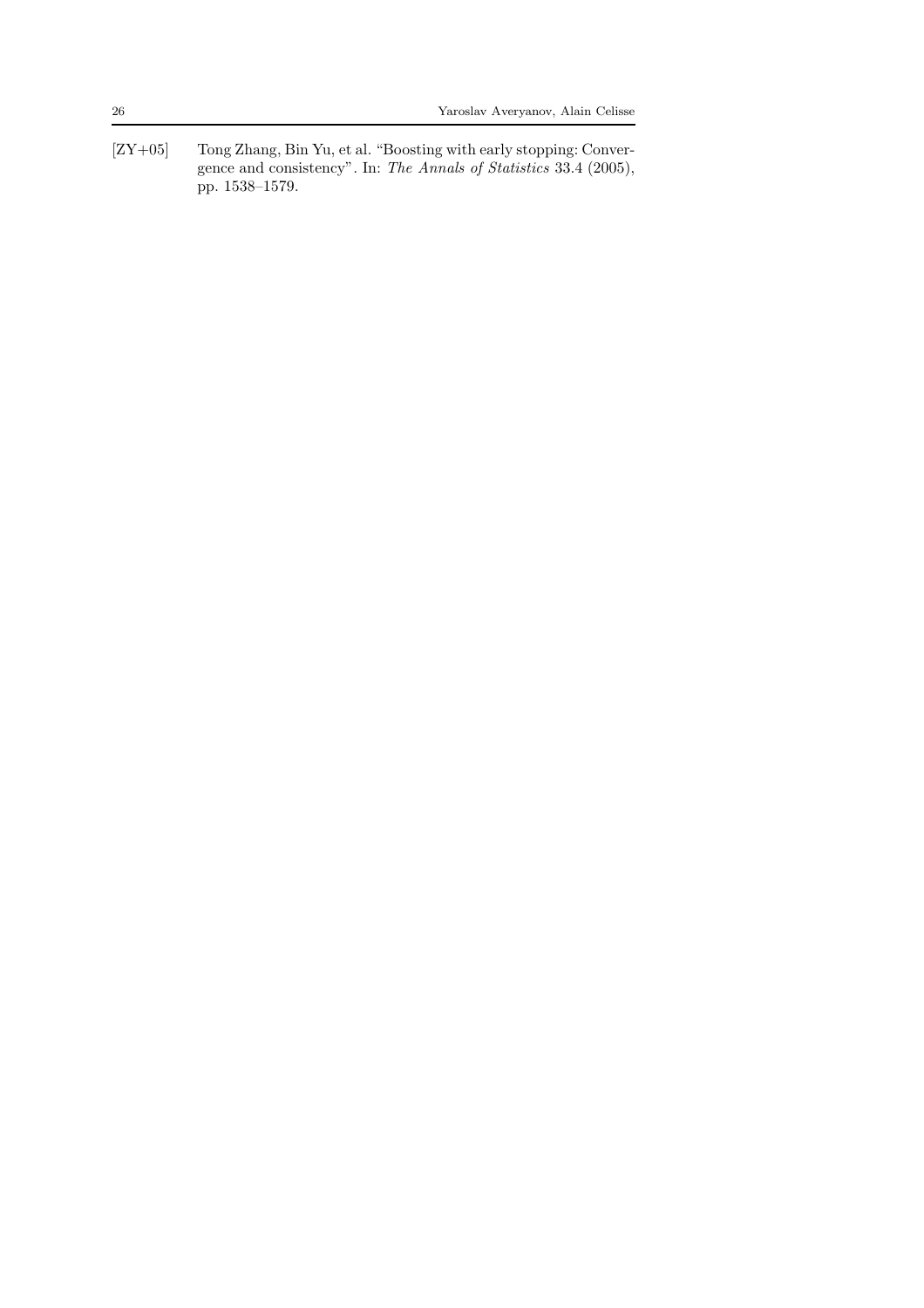[ZY+05] Tong Zhang, Bin Yu, et al. "Boosting with early stopping: Convergence and consistency". In: *The Annals of Statistics* 33.4 (2005), pp. 1538–1579.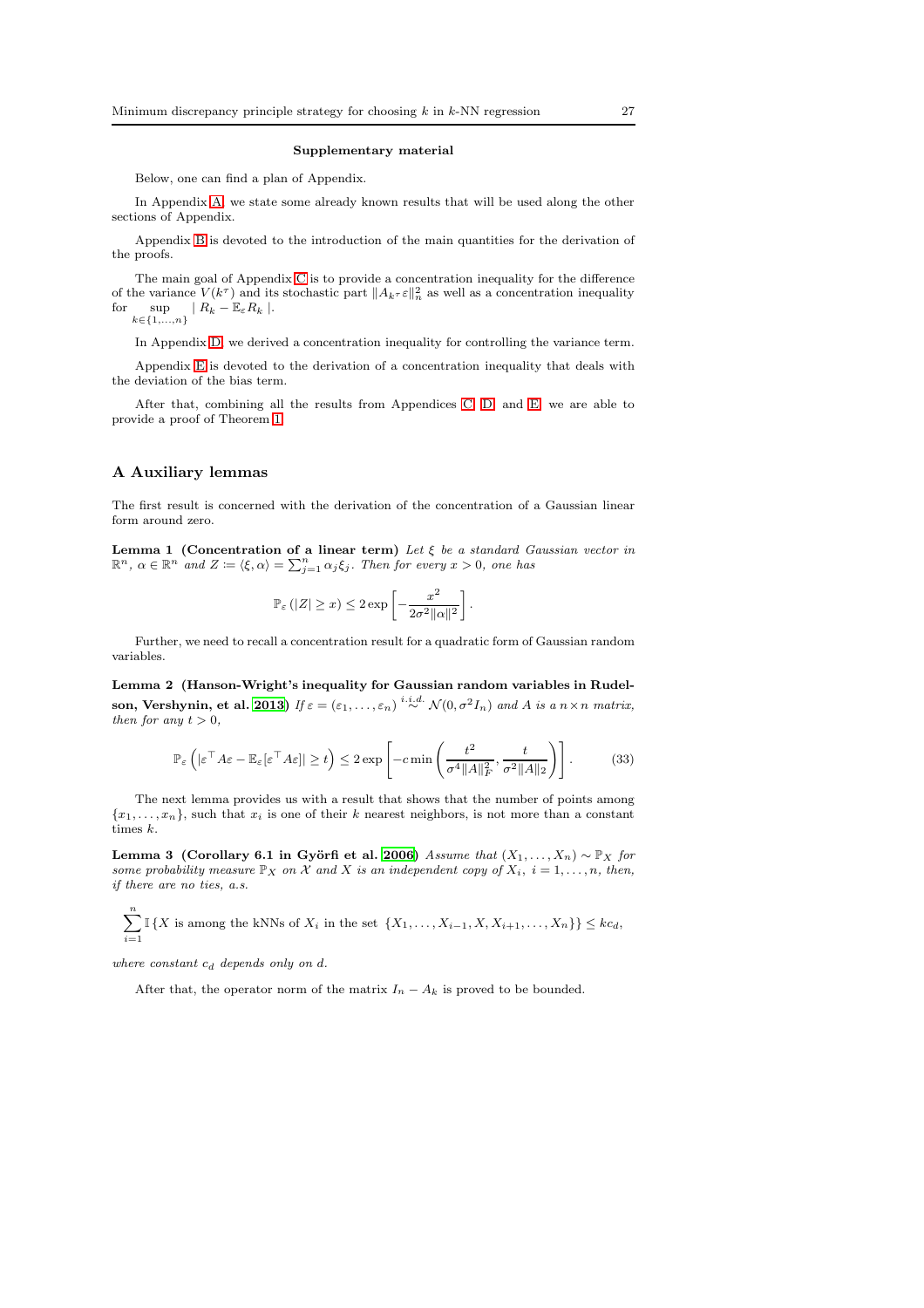**Supplementary material**

Below, one can find a plan of Appendix.

In Appendix A, we state some already known results that will be used along the other sections of Appendix.

Appendix B is devoted to the introduction of the main quantities for the derivation of the proofs.

The main goal of Appendix C is to provide a concentration inequality for the difference of the variance $V(k^\tau)$ and its stochastic part $\|A_{k^\tau}\varepsilon\|_n^2$ as well as a concentration inequality for $\sup_{k\in\{1,\ldots,n\}} | R_k - \mathbb{E}_\varepsilon R_k |$.

In Appendix D, we derived a concentration inequality for controlling the variance term.

Appendix E is devoted to the derivation of a concentration inequality that deals with the deviation of the bias term.

After that, combining all the results from Appendices C, D, and E, we are able to provide a proof of Theorem 1.

## A Auxiliary lemmas

The first result is concerned with the derivation of the concentration of a Gaussian linear form around zero.

**Lemma 1 (Concentration of a linear term)** *Let $\xi$ be a standard Gaussian vector in $\mathbb{R}^n$, $\alpha \in \mathbb{R}^n$ and $Z \coloneqq \langle \xi, \alpha \rangle = \sum_{j=1}^n \alpha_j \xi_j$. Then for every $x > 0$, one has*

$$\mathbb{P}_\varepsilon \left( |Z| \geq x \right) \leq 2 \exp \left[ -\frac{x^2}{2\sigma^2 \|\alpha\|^2} \right].$$

Further, we need to recall a concentration result for a quadratic form of Gaussian random variables.

**Lemma 2 (Hanson-Wright's inequality for Gaussian random variables in Rudelson, Vershynin, et al. 2013)** *If $\varepsilon = (\varepsilon_1, \ldots, \varepsilon_n) \overset{i.i.d.}{\sim} \mathcal{N}(0, \sigma^2 I_n)$ and $A$ is a $n \times n$ matrix, then for any $t > 0$,*

$$\mathbb{P}_\varepsilon \left( |\varepsilon^\top A \varepsilon - \mathbb{E}_\varepsilon[\varepsilon^\top A \varepsilon]| \geq t \right) \leq 2 \exp \left[ -c \min \left( \frac{t^2}{\sigma^4 \|A\|_F^2}, \frac{t}{\sigma^2 \|A\|_2} \right) \right]. \tag{33}$$

The next lemma provides us with a result that shows that the number of points among $\{x_1, \ldots, x_n\}$, such that $x_i$ is one of their $k$ nearest neighbors, is not more than a constant times $k$.

**Lemma 3 (Corollary 6.1 in Györfi et al. 2006)** *Assume that $(X_1, \ldots, X_n) \sim \mathbb{P}_X$ for some probability measure $\mathbb{P}_X$ on $\mathcal{X}$ and $X$ is an independent copy of $X_i$, $i = 1, \ldots, n$, then, if there are no ties, a.s.*

$$\sum_{i=1}^n \mathbb{I}\left\{ X \text{ is among the kNNs of } X_i \text{ in the set } \{X_1, \ldots, X_{i-1}, X, X_{i+1}, \ldots, X_n\} \right\} \leq k c_d,$$

*where constant $c_d$ depends only on $d$.*

After that, the operator norm of the matrix $I_n - A_k$ is proved to be bounded.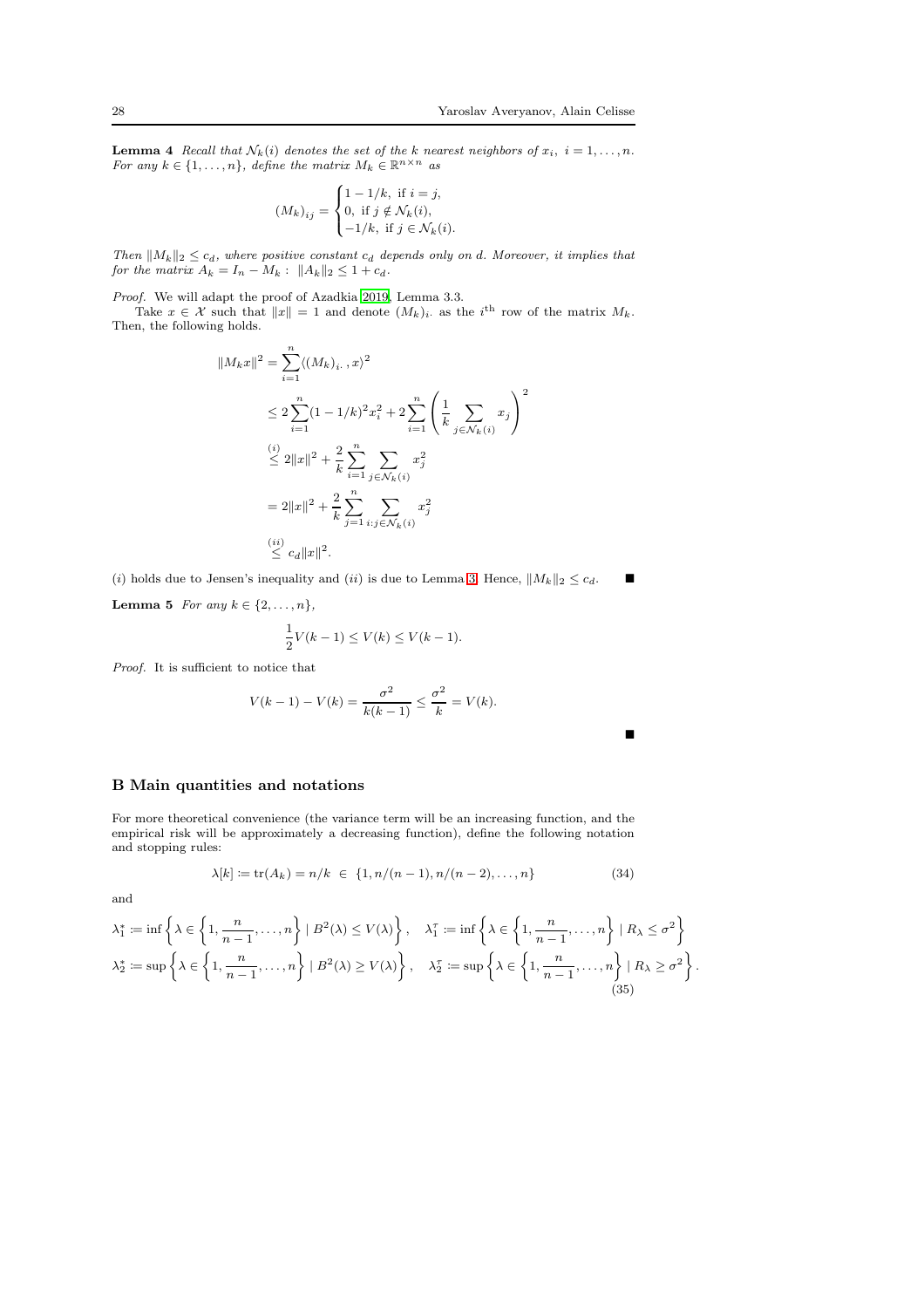**Lemma 4** *Recall that $\mathcal{N}_k(i)$ denotes the set of the $k$ nearest neighbors of $x_i$, $i = 1, \ldots, n$. For any $k \in \{1, \ldots, n\}$, define the matrix $M_k \in \mathbb{R}^{n \times n}$ as*

$$(M_k)_{ij} = \begin{cases} 1 - 1/k, \text{ if } i = j, \\ 0, \text{ if } j \notin \mathcal{N}_k(i), \\ -1/k, \text{ if } j \in \mathcal{N}_k(i). \end{cases}$$

*Then $\|M_k\|_2 \leq c_d$, where positive constant $c_d$ depends only on $d$. Moreover, it implies that for the matrix $A_k = I_n - M_k$ : $\|A_k\|_2 \leq 1 + c_d$.*

*Proof.* We will adapt the proof of Azadkia 2019, Lemma 3.3.

Take $x \in \mathcal{X}$ such that $\|x\| = 1$ and denote $(M_k)_{i\cdot}$ as the $i^{\text{th}}$ row of the matrix $M_k$. Then, the following holds.

$$\begin{aligned}
\|M_k x\|^2 &= \sum_{i=1}^{n} \langle (M_k)_{i\cdot}, x \rangle^2 \\
&\leq 2 \sum_{i=1}^{n} (1 - 1/k)^2 x_i^2 + 2 \sum_{i=1}^{n} \left( \frac{1}{k} \sum_{j \in \mathcal{N}_k(i)} x_j \right)^2 \\
&\overset{(i)}{\leq} 2\|x\|^2 + \frac{2}{k} \sum_{i=1}^{n} \sum_{j \in \mathcal{N}_k(i)} x_j^2 \\
&= 2\|x\|^2 + \frac{2}{k} \sum_{j=1}^{n} \sum_{i: j \in \mathcal{N}_k(i)} x_j^2 \\
&\overset{(ii)}{\leq} c_d \|x\|^2.
\end{aligned}$$

$(i)$ holds due to Jensen's inequality and $(ii)$ is due to Lemma 3. Hence, $\|M_k\|_2 \leq c_d$. ∎

**Lemma 5** *For any $k \in \{2, \ldots, n\}$,*

$$\frac{1}{2} V(k-1) \leq V(k) \leq V(k-1).$$

*Proof.* It is sufficient to notice that

$$V(k-1) - V(k) = \frac{\sigma^2}{k(k-1)} \leq \frac{\sigma^2}{k} = V(k).$$

∎

## B Main quantities and notations

For more theoretical convenience (the variance term will be an increasing function, and the empirical risk will be approximately a decreasing function), define the following notation and stopping rules:

$$\lambda[k] := \operatorname{tr}(A_k) = n/k \ \in \ \{1, n/(n-1), n/(n-2), \ldots, n\} \tag{34}$$

and

$$\begin{aligned}
\lambda_1^* &:= \inf \left\{ \lambda \in \left\{1, \frac{n}{n-1}, \ldots, n\right\} \mid B^2(\lambda) \leq V(\lambda) \right\}, \quad \lambda_1^\tau := \inf \left\{ \lambda \in \left\{1, \frac{n}{n-1}, \ldots, n\right\} \mid R_\lambda \leq \sigma^2 \right\} \\
\lambda_2^* &:= \sup \left\{ \lambda \in \left\{1, \frac{n}{n-1}, \ldots, n\right\} \mid B^2(\lambda) \geq V(\lambda) \right\}, \quad \lambda_2^\tau := \sup \left\{ \lambda \in \left\{1, \frac{n}{n-1}, \ldots, n\right\} \mid R_\lambda \geq \sigma^2 \right\}.
\end{aligned} \tag{35}$$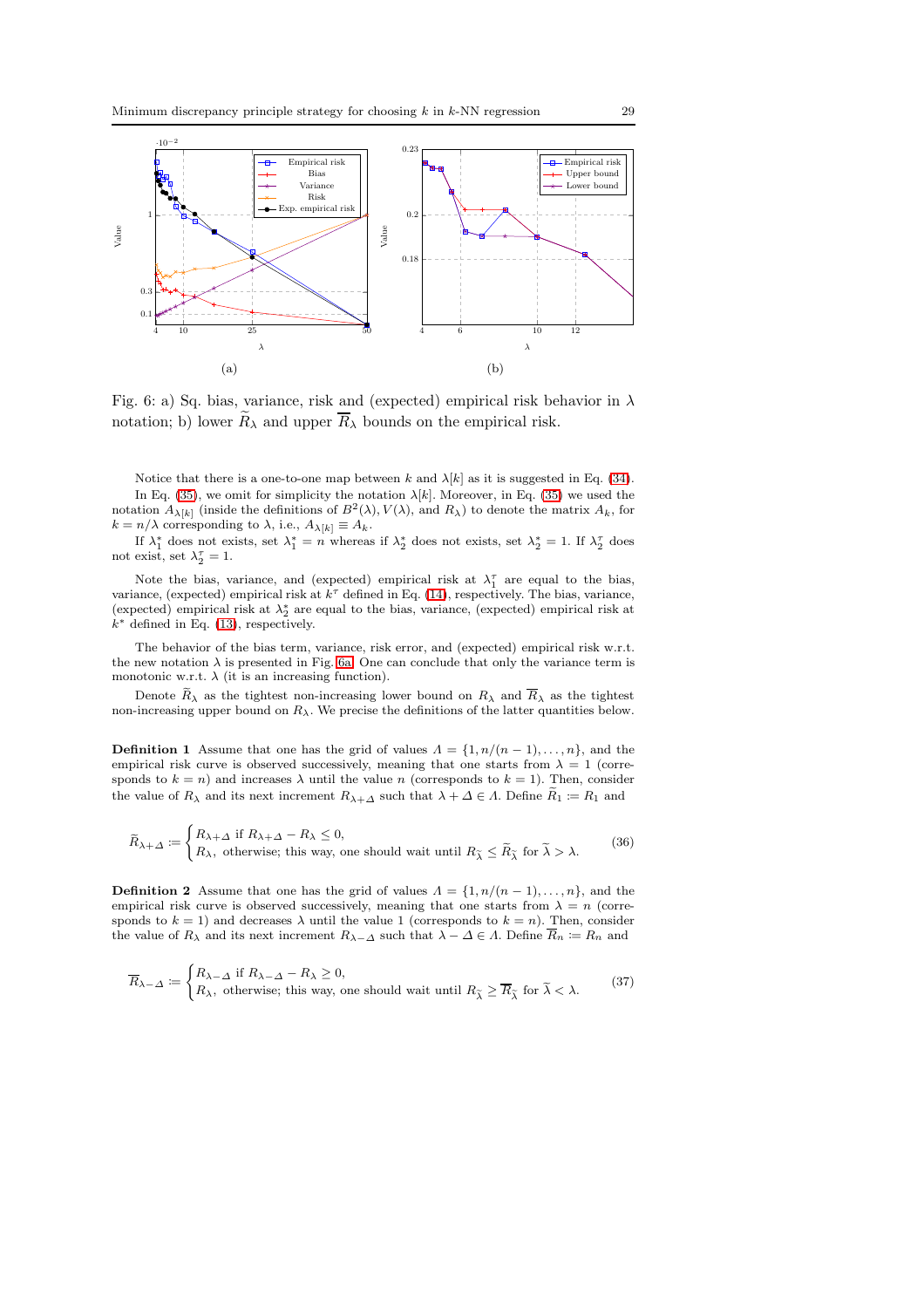Fig. 6: a) Sq. bias, variance, risk and (expected) empirical risk behavior in $\lambda$ notation; b) lower $\widetilde{R}_\lambda$ and upper $\overline{R}_\lambda$ bounds on the empirical risk.

Notice that there is a one-to-one map between $k$ and $\lambda[k]$ as it is suggested in Eq. (34).

In Eq. (35), we omit for simplicity the notation $\lambda[k]$. Moreover, in Eq. (35) we used the notation $A_{\lambda[k]}$ (inside the definitions of $B^2(\lambda), V(\lambda)$, and $R_\lambda$) to denote the matrix $A_k$, for $k = n/\lambda$ corresponding to $\lambda$, i.e., $A_{\lambda[k]} \equiv A_k$.

If $\lambda_1^*$ does not exists, set $\lambda_1^* = n$ whereas if $\lambda_2^*$ does not exists, set $\lambda_2^* = 1$. If $\lambda_2^\tau$ does not exist, set $\lambda_2^\tau = 1$.

Note the bias, variance, and (expected) empirical risk at $\lambda_1^\tau$ are equal to the bias, variance, (expected) empirical risk at $k^\tau$ defined in Eq. (14), respectively. The bias, variance, (expected) empirical risk at $\lambda_2^*$ are equal to the bias, variance, (expected) empirical risk at $k^*$ defined in Eq. (13), respectively.

The behavior of the bias term, variance, risk error, and (expected) empirical risk w.r.t. the new notation $\lambda$ is presented in Fig. 6a. One can conclude that only the variance term is monotonic w.r.t. $\lambda$ (it is an increasing function).

Denote $\widetilde{R}_\lambda$ as the tightest non-increasing lower bound on $R_\lambda$ and $\overline{R}_\lambda$ as the tightest non-increasing upper bound on $R_\lambda$. We precise the definitions of the latter quantities below.

**Definition 1** Assume that one has the grid of values $\Lambda = \{1, n/(n-1), \ldots, n\}$, and the empirical risk curve is observed successively, meaning that one starts from $\lambda = 1$ (corresponds to $k = n$) and increases $\lambda$ until the value $n$ (corresponds to $k = 1$). Then, consider the value of $R_\lambda$ and its next increment $R_{\lambda+\Delta}$ such that $\lambda + \Delta \in \Lambda$. Define $\widetilde{R}_1 \coloneqq R_1$ and

$$\widetilde{R}_{\lambda+\Delta} \coloneqq \begin{cases} R_{\lambda+\Delta} \text{ if } R_{\lambda+\Delta} - R_\lambda \leq 0, \\ R_\lambda, \text{ otherwise; this way, one should wait until } R_{\widetilde{\lambda}} \leq \widetilde{R}_{\widetilde{\lambda}} \text{ for } \widetilde{\lambda} > \lambda. \end{cases} \tag{36}$$

**Definition 2** Assume that one has the grid of values $\Lambda = \{1, n/(n-1), \ldots, n\}$, and the empirical risk curve is observed successively, meaning that one starts from $\lambda = n$ (corresponds to $k = 1$) and decreases $\lambda$ until the value 1 (corresponds to $k = n$). Then, consider the value of $R_\lambda$ and its next increment $R_{\lambda-\Delta}$ such that $\lambda - \Delta \in \Lambda$. Define $\overline{R}_n \coloneqq R_n$ and

$$\overline{R}_{\lambda-\Delta} \coloneqq \begin{cases} R_{\lambda-\Delta} \text{ if } R_{\lambda-\Delta} - R_\lambda \geq 0, \\ R_\lambda, \text{ otherwise; this way, one should wait until } R_{\widetilde{\lambda}} \geq \overline{R}_{\widetilde{\lambda}} \text{ for } \widetilde{\lambda} < \lambda. \end{cases} \tag{37}$$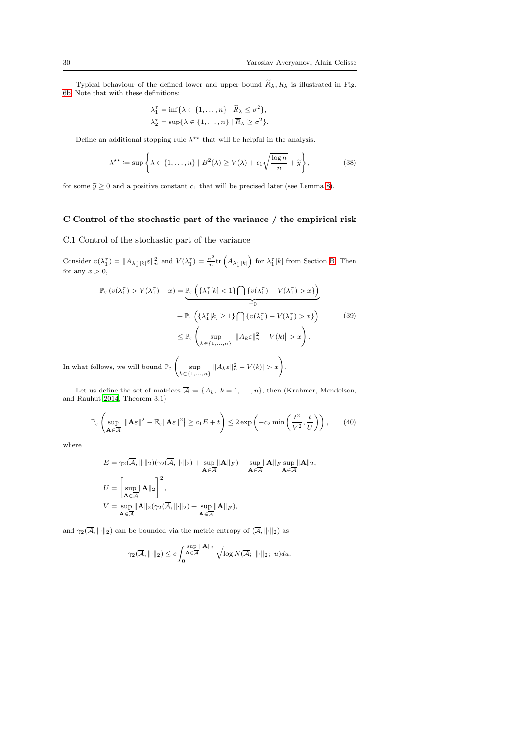Typical behaviour of the defined lower and upper bound $\widetilde{R}_\lambda, \overline{R}_\lambda$ is illustrated in Fig. 6b. Note that with these definitions:

$$\lambda_1^\tau = \inf\{\lambda \in \{1, \ldots, n\} \mid \widetilde{R}_\lambda \leq \sigma^2\},$$
$$\lambda_2^\tau = \sup\{\lambda \in \{1, \ldots, n\} \mid \overline{R}_\lambda \geq \sigma^2\}.$$

Define an additional stopping rule $\lambda^{\star\star}$ that will be helpful in the analysis.

$$\lambda^{\star\star} := \sup \left\{ \lambda \in \{1, \ldots, n\} \mid B^2(\lambda) \geq V(\lambda) + c_1 \sqrt{\frac{\log n}{n}} + \widetilde{y} \right\}, \tag{38}$$

for some $\widetilde{y} \geq 0$ and a positive constant $c_1$ that will be precised later (see Lemma 8).

## C Control of the stochastic part of the variance / the empirical risk

### C.1 Control of the stochastic part of the variance

Consider $v(\lambda_1^\tau) = \|A_{\lambda_1^\tau[k]} \varepsilon\|_n^2$ and $V(\lambda_1^\tau) = \frac{\sigma^2}{n} \mathrm{tr}\left(A_{\lambda_1^\tau[k]}\right)$ for $\lambda_1^\tau[k]$ from Section B. Then for any $x > 0$,

$$\begin{aligned}
\mathbb{P}_\varepsilon\left(v(\lambda_1^\tau) > V(\lambda_1^\tau) + x\right) &= \underbrace{\mathbb{P}_\varepsilon\left(\{\lambda_1^\tau[k] < 1\} \bigcap \{v(\lambda_1^\tau) - V(\lambda_1^\tau) > x\}\right)}_{=0} \\
&\quad + \mathbb{P}_\varepsilon\left(\{\lambda_1^\tau[k] \geq 1\} \bigcap \{v(\lambda_1^\tau) - V(\lambda_1^\tau) > x\}\right) \\
&\leq \mathbb{P}_\varepsilon\left(\sup_{k \in \{1, \ldots, n\}} \left|\|A_k \varepsilon\|_n^2 - V(k)\right| > x\right).
\end{aligned} \tag{39}$$

In what follows, we will bound $\mathbb{P}_\varepsilon\left(\sup_{k \in \{1, \ldots, n\}} |\|A_k \varepsilon\|_n^2 - V(k)| > x\right)$.

Let us define the set of matrices $\overline{\mathcal{A}} := \{A_k, \ k = 1, \ldots, n\}$, then (Krahmer, Mendelson, and Rauhut 2014, Theorem 3.1)

$$\mathbb{P}_\varepsilon\left(\sup_{\mathbf{A} \in \overline{\mathcal{A}}} \left|\|\mathbf{A}\varepsilon\|^2 - \mathbb{E}_\varepsilon \|\mathbf{A}\varepsilon\|^2\right| \geq c_1 E + t\right) \leq 2 \exp\left(-c_2 \min\left(\frac{t^2}{V^2}, \frac{t}{U}\right)\right), \tag{40}$$

where

$$\begin{aligned}
E &= \gamma_2(\overline{\mathcal{A}}, \|\cdot\|_2)(\gamma_2(\overline{\mathcal{A}}, \|\cdot\|_2) + \sup_{\mathbf{A} \in \overline{\mathcal{A}}} \|\mathbf{A}\|_F) + \sup_{\mathbf{A} \in \overline{\mathcal{A}}} \|\mathbf{A}\|_F \sup_{\mathbf{A} \in \overline{\mathcal{A}}} \|\mathbf{A}\|_2, \\
U &= \left[\sup_{\mathbf{A} \in \overline{\mathcal{A}}} \|\mathbf{A}\|_2\right]^2, \\
V &= \sup_{\mathbf{A} \in \overline{\mathcal{A}}} \|\mathbf{A}\|_2 (\gamma_2(\overline{\mathcal{A}}, \|\cdot\|_2) + \sup_{\mathbf{A} \in \overline{\mathcal{A}}} \|\mathbf{A}\|_F),
\end{aligned}$$

and $\gamma_2(\overline{\mathcal{A}}, \|\cdot\|_2)$ can be bounded via the metric entropy of $(\overline{\mathcal{A}}, \|\cdot\|_2)$ as

$$\gamma_2(\overline{\mathcal{A}}, \|\cdot\|_2) \leq c \int_0^{\sup_{\mathbf{A} \in \overline{\mathcal{A}}} \|\mathbf{A}\|_2} \sqrt{\log N(\overline{\mathcal{A}}; \ \|\cdot\|_2; \ u)} du.$$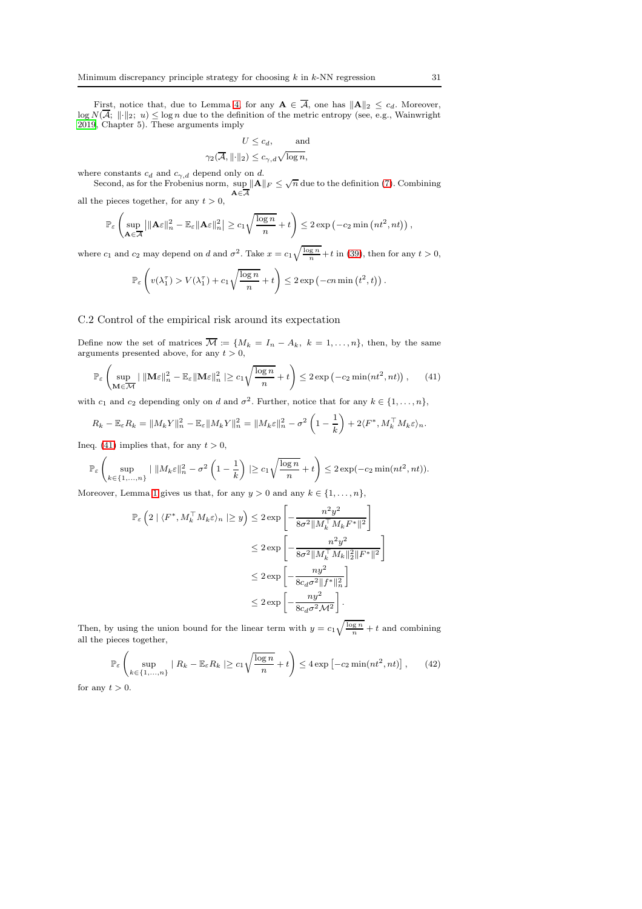First, notice that, due to Lemma 4, for any $\mathbf{A} \in \overline{\mathcal{A}}$, one has $\|\mathbf{A}\|_2 \leq c_d$. Moreover, $\log N(\overline{\mathcal{A}};\ \|\cdot\|_2;\ u) \leq \log n$ due to the definition of the metric entropy (see, e.g., Wainwright 2019, Chapter 5). These arguments imply

$$U \leq c_d, \qquad \text{and}$$
$$\gamma_2(\overline{\mathcal{A}}, \|\cdot\|_2) \leq c_{\gamma,d}\sqrt{\log n},$$

where constants $c_d$ and $c_{\gamma,d}$ depend only on $d$.

Second, as for the Frobenius norm, $\sup_{\mathbf{A}\in\overline{\mathcal{A}}} \|\mathbf{A}\|_F \leq \sqrt{n}$ due to the definition (7). Combining all the pieces together, for any $t > 0$,

$$\mathbb{P}_\varepsilon\left(\sup_{\mathbf{A}\in\overline{\mathcal{A}}} \left| \|\mathbf{A}\varepsilon\|_n^2 - \mathbb{E}_\varepsilon \|\mathbf{A}\varepsilon\|_n^2 \right| \geq c_1\sqrt{\frac{\log n}{n}} + t\right) \leq 2\exp\left(-c_2 \min\left(nt^2, nt\right)\right),$$

where $c_1$ and $c_2$ may depend on $d$ and $\sigma^2$. Take $x = c_1\sqrt{\frac{\log n}{n}} + t$ in (39), then for any $t > 0$,

$$\mathbb{P}_\varepsilon\left(v(\lambda_1^\tau) > V(\lambda_1^\tau) + c_1\sqrt{\frac{\log n}{n}} + t\right) \leq 2\exp\left(-cn\min\left(t^2, t\right)\right).$$

## C.2 Control of the empirical risk around its expectation

Define now the set of matrices $\overline{\mathcal{M}} := \{M_k = I_n - A_k,\ k = 1, \ldots, n\}$, then, by the same arguments presented above, for any $t > 0$,

$$\mathbb{P}_\varepsilon\left(\sup_{\mathbf{M}\in\overline{\mathcal{M}}} \left| \|\mathbf{M}\varepsilon\|_n^2 - \mathbb{E}_\varepsilon\|\mathbf{M}\varepsilon\|_n^2 \right| \geq c_1\sqrt{\frac{\log n}{n}} + t\right) \leq 2\exp\left(-c_2\min(nt^2, nt)\right), \qquad (41)$$

with $c_1$ and $c_2$ depending only on $d$ and $\sigma^2$. Further, notice that for any $k \in \{1, \ldots, n\}$,

$$R_k - \mathbb{E}_\varepsilon R_k = \|M_k Y\|_n^2 - \mathbb{E}_\varepsilon\|M_k Y\|_n^2 = \|M_k\varepsilon\|_n^2 - \sigma^2\left(1 - \frac{1}{k}\right) + 2\langle F^*, M_k^\top M_k\varepsilon\rangle_n.$$

Ineq. (41) implies that, for any $t > 0$,

$$\mathbb{P}_\varepsilon\left(\sup_{k\in\{1,\ldots,n\}} \left| \|M_k\varepsilon\|_n^2 - \sigma^2\left(1 - \frac{1}{k}\right) \right| \geq c_1\sqrt{\frac{\log n}{n}} + t\right) \leq 2\exp(-c_2\min(nt^2, nt)).$$

Moreover, Lemma 1 gives us that, for any $y > 0$ and any $k \in \{1, \ldots, n\}$,

$$\begin{aligned}
\mathbb{P}_\varepsilon\left(2 \left| \langle F^*, M_k^\top M_k\varepsilon\rangle_n \right| \geq y\right) &\leq 2\exp\left[-\frac{n^2y^2}{8\sigma^2\|M_k^\top M_k F^*\|^2}\right] \\
&\leq 2\exp\left[-\frac{n^2y^2}{8\sigma^2\|M_k^\top M_k\|_2^2\|F^*\|^2}\right] \\
&\leq 2\exp\left[-\frac{ny^2}{8c_d\sigma^2\|f^*\|_n^2}\right] \\
&\leq 2\exp\left[-\frac{ny^2}{8c_d\sigma^2\mathcal{M}^2}\right].
\end{aligned}$$

Then, by using the union bound for the linear term with $y = c_1\sqrt{\frac{\log n}{n}} + t$ and combining all the pieces together,

$$\mathbb{P}_\varepsilon\left(\sup_{k\in\{1,\ldots,n\}} \left| R_k - \mathbb{E}_\varepsilon R_k \right| \geq c_1\sqrt{\frac{\log n}{n}} + t\right) \leq 4\exp\left[-c_2\min(nt^2, nt)\right], \qquad (42)$$

for any $t > 0$.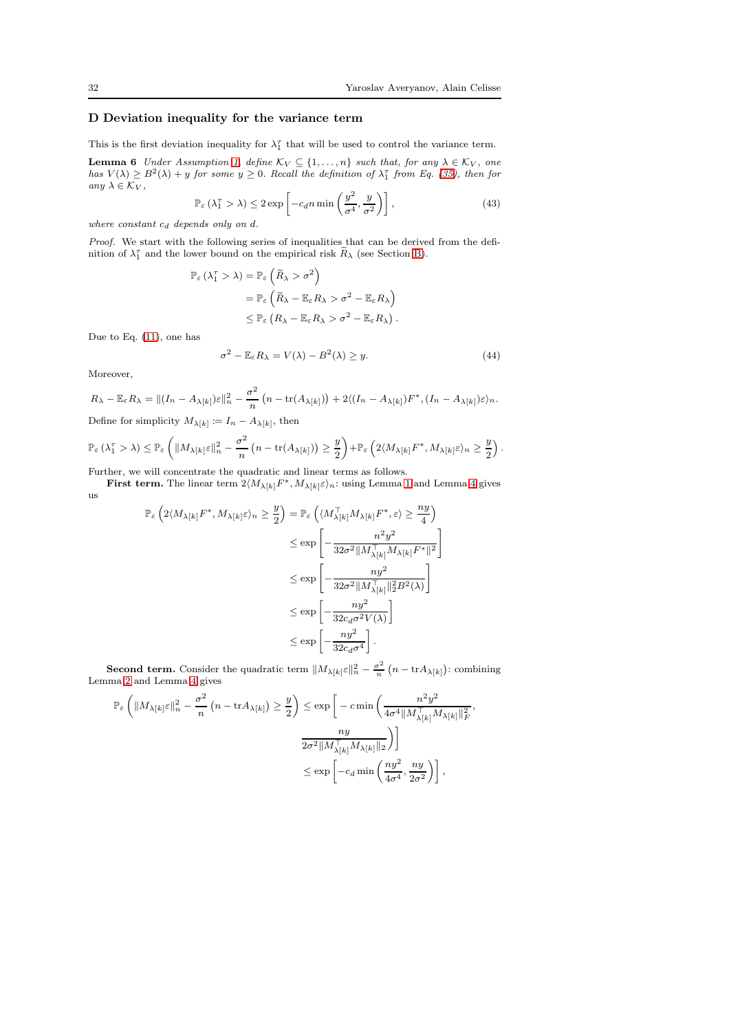## D Deviation inequality for the variance term

This is the first deviation inequality for $\lambda_1^\tau$ that will be used to control the variance term.

**Lemma 6** *Under Assumption 1, define $\mathcal{K}_V \subseteq \{1, \ldots, n\}$ such that, for any $\lambda \in \mathcal{K}_V$, one has $V(\lambda) \geq B^2(\lambda) + y$ for some $y \geq 0$. Recall the definition of $\lambda_1^\tau$ from Eq. (35), then for any $\lambda \in \mathcal{K}_V$,*

$$\mathbb{P}_\varepsilon\left(\lambda_1^\tau > \lambda\right) \leq 2 \exp\left[-c_d n \min\left(\frac{y^2}{\sigma^4}, \frac{y}{\sigma^2}\right)\right], \tag{43}$$

*where constant $c_d$ depends only on $d$.*

*Proof.* We start with the following series of inequalities that can be derived from the definition of $\lambda_1^\tau$ and the lower bound on the empirical risk $\widetilde{R}_\lambda$ (see Section B).

$$\begin{aligned}
\mathbb{P}_\varepsilon\left(\lambda_1^\tau > \lambda\right) &= \mathbb{P}_\varepsilon\left(\widetilde{R}_\lambda > \sigma^2\right) \\
&= \mathbb{P}_\varepsilon\left(\widetilde{R}_\lambda - \mathbb{E}_\varepsilon R_\lambda > \sigma^2 - \mathbb{E}_\varepsilon R_\lambda\right) \\
&\leq \mathbb{P}_\varepsilon\left(R_\lambda - \mathbb{E}_\varepsilon R_\lambda > \sigma^2 - \mathbb{E}_\varepsilon R_\lambda\right).
\end{aligned}$$

Due to Eq. (11), one has

$$\sigma^2 - \mathbb{E}_\varepsilon R_\lambda = V(\lambda) - B^2(\lambda) \geq y. \tag{44}$$

Moreover,

$$R_\lambda - \mathbb{E}_\varepsilon R_\lambda = \|(I_n - A_{\lambda[k]})\varepsilon\|_n^2 - \frac{\sigma^2}{n}\left(n - \operatorname{tr}(A_{\lambda[k]})\right) + 2\langle (I_n - A_{\lambda[k]})F^*, (I_n - A_{\lambda[k]})\varepsilon\rangle_n.$$

Define for simplicity $M_{\lambda[k]} := I_n - A_{\lambda[k]}$, then

$$\mathbb{P}_\varepsilon\left(\lambda_1^\tau > \lambda\right) \leq \mathbb{P}_\varepsilon\left(\|M_{\lambda[k]}\varepsilon\|_n^2 - \frac{\sigma^2}{n}\left(n - \operatorname{tr}(A_{\lambda[k]})\right) \geq \frac{y}{2}\right) + \mathbb{P}_\varepsilon\left(2\langle M_{\lambda[k]}F^*, M_{\lambda[k]}\varepsilon\rangle_n \geq \frac{y}{2}\right).$$

Further, we will concentrate the quadratic and linear terms as follows.

**First term.** The linear term $2\langle M_{\lambda[k]}F^*, M_{\lambda[k]}\varepsilon\rangle_n$: using Lemma 1 and Lemma 4 gives us

$$\begin{aligned}
\mathbb{P}_\varepsilon\left(2\langle M_{\lambda[k]}F^*, M_{\lambda[k]}\varepsilon\rangle_n \geq \frac{y}{2}\right) &= \mathbb{P}_\varepsilon\left(\langle M_{\lambda[k]}^\top M_{\lambda[k]}F^*, \varepsilon\rangle \geq \frac{ny}{4}\right) \\
&\leq \exp\left[-\frac{n^2y^2}{32\sigma^2\|M_{\lambda[k]}^\top M_{\lambda[k]}F^*\|^2}\right] \\
&\leq \exp\left[-\frac{ny^2}{32\sigma^2\|M_{\lambda[k]}^\top\|_2^2 B^2(\lambda)}\right] \\
&\leq \exp\left[-\frac{ny^2}{32c_d\sigma^2 V(\lambda)}\right] \\
&\leq \exp\left[-\frac{ny^2}{32c_d\sigma^4}\right].
\end{aligned}$$

**Second term.** Consider the quadratic term $\|M_{\lambda[k]}\varepsilon\|_n^2 - \frac{\sigma^2}{n}\left(n - \operatorname{tr}A_{\lambda[k]}\right)$: combining Lemma 2 and Lemma 4 gives

$$\begin{aligned}
\mathbb{P}_\varepsilon\left(\|M_{\lambda[k]}\varepsilon\|_n^2 - \frac{\sigma^2}{n}\left(n - \operatorname{tr}A_{\lambda[k]}\right) \geq \frac{y}{2}\right) &\leq \exp\Bigg[-c\min\Bigg(\frac{n^2y^2}{4\sigma^4\|M_{\lambda[k]}^\top M_{\lambda[k]}\|_F^2}, \\
&\qquad \frac{ny}{2\sigma^2\|M_{\lambda[k]}^\top M_{\lambda[k]}\|_2}\Bigg)\Bigg] \\
&\leq \exp\left[-c_d\min\left(\frac{ny^2}{4\sigma^4}, \frac{ny}{2\sigma^2}\right)\right],
\end{aligned}$$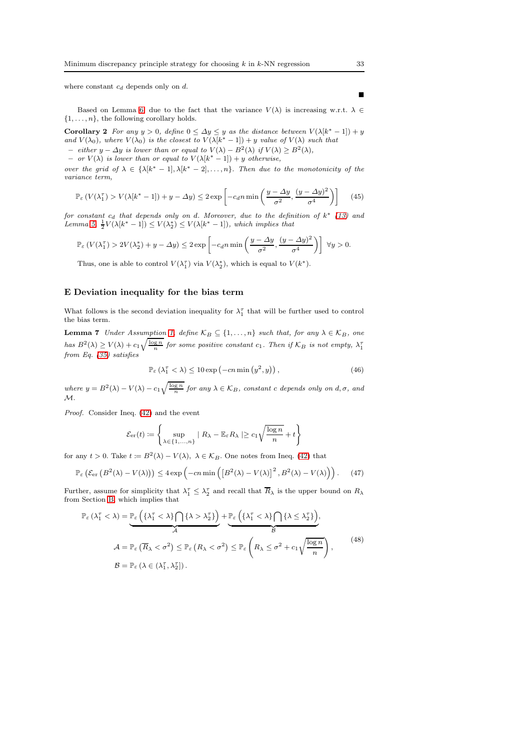where constant $c_d$ depends only on $d$.

$\blacksquare$

Based on Lemma 6, due to the fact that the variance $V(\lambda)$ is increasing w.r.t. $\lambda \in \{1, \ldots, n\}$, the following corollary holds.

**Corollary 2** *For any $y > 0$, define $0 \leq \Delta y \leq y$ as the distance between $V(\lambda[k^* - 1]) + y$ and $V(\lambda_0)$, where $V(\lambda_0)$ is the closest to $V(\lambda[k^* - 1]) + y$ value of $V(\lambda)$ such that*

- *either $y - \Delta y$ is lower than or equal to $V(\lambda) - B^2(\lambda)$ if $V(\lambda) \geq B^2(\lambda)$,*
- *or $V(\lambda)$ is lower than or equal to $V(\lambda[k^* - 1]) + y$ otherwise,*

*over the grid of $\lambda \in \{\lambda[k^* - 1], \lambda[k^* - 2], \ldots, n\}$. Then due to the monotonicity of the variance term,*

$$\mathbb{P}_\varepsilon \left( V(\lambda_1^\tau) > V(\lambda[k^* - 1]) + y - \Delta y \right) \leq 2 \exp \left[ -c_d n \min \left( \frac{y - \Delta y}{\sigma^2}, \frac{(y - \Delta y)^2}{\sigma^4} \right) \right] \tag{45}$$

*for constant $c_d$ that depends only on $d$. Moreover, due to the definition of $k^*$ (13) and Lemma 5, $\frac{1}{2} V(\lambda[k^* - 1]) \leq V(\lambda_2^*) \leq V(\lambda[k^* - 1])$, which implies that*

$$\mathbb{P}_\varepsilon \left( V(\lambda_1^\tau) > 2V(\lambda_2^*) + y - \Delta y \right) \leq 2 \exp \left[ -c_d n \min \left( \frac{y - \Delta y}{\sigma^2}, \frac{(y - \Delta y)^2}{\sigma^4} \right) \right] \ \forall y > 0.$$

Thus, one is able to control $V(\lambda_1^\tau)$ via $V(\lambda_2^*)$, which is equal to $V(k^*)$.

## E Deviation inequality for the bias term

What follows is the second deviation inequality for $\lambda_1^\tau$ that will be further used to control the bias term.

**Lemma 7** *Under Assumption 1, define $\mathcal{K}_B \subseteq \{1, \ldots, n\}$ such that, for any $\lambda \in \mathcal{K}_B$, one has $B^2(\lambda) \geq V(\lambda) + c_1 \sqrt{\frac{\log n}{n}}$ for some positive constant $c_1$. Then if $\mathcal{K}_B$ is not empty, $\lambda_1^\tau$ from Eq. (35) satisfies*

$$\mathbb{P}_\varepsilon \left( \lambda_1^\tau < \lambda \right) \leq 10 \exp \left( -cn \min \left( y^2, y \right) \right), \tag{46}$$

*where $y = B^2(\lambda) - V(\lambda) - c_1 \sqrt{\frac{\log n}{n}}$ for any $\lambda \in \mathcal{K}_B$, constant $c$ depends only on $d, \sigma$, and $\mathcal{M}$.*

*Proof.* Consider Ineq. (42) and the event

$$\mathcal{E}_{\mathrm{er}}(t) \coloneqq \left\{ \sup_{\lambda \in \{1, \ldots, n\}} | R_\lambda - \mathbb{E}_\varepsilon R_\lambda | \geq c_1 \sqrt{\frac{\log n}{n}} + t \right\}$$

for any $t > 0$. Take $t \coloneqq B^2(\lambda) - V(\lambda),\ \lambda \in \mathcal{K}_B$. One notes from Ineq. (42) that

$$\mathbb{P}_\varepsilon \left( \mathcal{E}_{\mathrm{er}} \left( B^2(\lambda) - V(\lambda) \right) \right) \leq 4 \exp \left( -cn \min \left( \left[ B^2(\lambda) - V(\lambda) \right]^2, B^2(\lambda) - V(\lambda) \right) \right). \tag{47}$$

Further, assume for simplicity that $\lambda_1^\tau \leq \lambda_2^\tau$ and recall that $\overline{R}_\lambda$ is the upper bound on $R_\lambda$ from Section B, which implies that

$$\begin{aligned}
\mathbb{P}_\varepsilon \left( \lambda_1^\tau < \lambda \right) &= \underbrace{\mathbb{P}_\varepsilon \left( \{ \lambda_1^\tau < \lambda \} \bigcap \{ \lambda > \lambda_2^\tau \} \right)}_{\mathcal{A}} + \underbrace{\mathbb{P}_\varepsilon \left( \{ \lambda_1^\tau < \lambda \} \bigcap \{ \lambda \leq \lambda_2^\tau \} \right)}_{\mathcal{B}}, \\
\mathcal{A} &= \mathbb{P}_\varepsilon \left( \overline{R}_\lambda < \sigma^2 \right) \leq \mathbb{P}_\varepsilon \left( R_\lambda < \sigma^2 \right) \leq \mathbb{P}_\varepsilon \left( R_\lambda \leq \sigma^2 + c_1 \sqrt{\frac{\log n}{n}} \right), \\
\mathcal{B} &= \mathbb{P}_\varepsilon \left( \lambda \in (\lambda_1^\tau, \lambda_2^\tau] \right).
\end{aligned} \tag{48}$$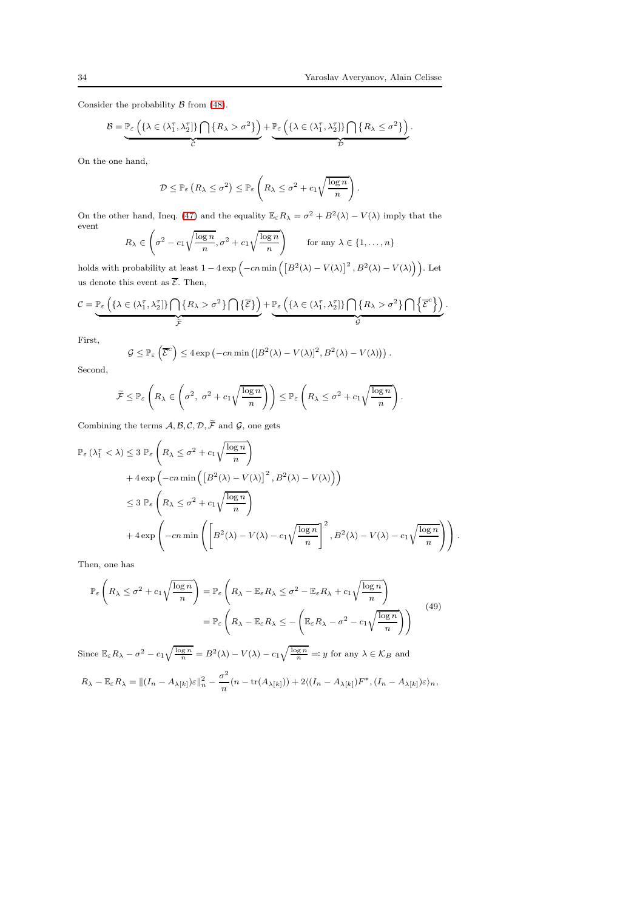Consider the probability $\mathcal{B}$ from (48).

$$\mathcal{B} = \underbrace{\mathbb{P}_\varepsilon\left(\{\lambda \in (\lambda_1^\tau, \lambda_2^\tau]\} \bigcap \{R_\lambda > \sigma^2\}\right)}_{\mathcal{C}} + \underbrace{\mathbb{P}_\varepsilon\left(\{\lambda \in (\lambda_1^\tau, \lambda_2^\tau]\} \bigcap \{R_\lambda \leq \sigma^2\}\right)}_{\mathcal{D}}.$$

On the one hand,

$$\mathcal{D} \leq \mathbb{P}_\varepsilon\left(R_\lambda \leq \sigma^2\right) \leq \mathbb{P}_\varepsilon\left(R_\lambda \leq \sigma^2 + c_1\sqrt{\frac{\log n}{n}}\right).$$

On the other hand, Ineq. (47) and the equality $\mathbb{E}_\varepsilon R_\lambda = \sigma^2 + B^2(\lambda) - V(\lambda)$ imply that the event

$$R_\lambda \in \left(\sigma^2 - c_1\sqrt{\frac{\log n}{n}}, \sigma^2 + c_1\sqrt{\frac{\log n}{n}}\right) \qquad \text{for any } \lambda \in \{1, \ldots, n\}$$

holds with probability at least $1 - 4\exp\left(-cn\min\left(\left[B^2(\lambda) - V(\lambda)\right]^2, B^2(\lambda) - V(\lambda)\right)\right)$. Let us denote this event as $\overline{\mathcal{E}}$. Then,

$$\mathcal{C} = \underbrace{\mathbb{P}_\varepsilon\left(\{\lambda \in (\lambda_1^\tau, \lambda_2^\tau]\} \bigcap \{R_\lambda > \sigma^2\} \bigcap \{\overline{\mathcal{E}}\}\right)}_{\widetilde{\mathcal{F}}} + \underbrace{\mathbb{P}_\varepsilon\left(\{\lambda \in (\lambda_1^\tau, \lambda_2^\tau]\} \bigcap \{R_\lambda > \sigma^2\} \bigcap \left\{\overline{\mathcal{E}}^c\right\}\right)}_{\mathcal{G}}.$$

First,

$$\mathcal{G} \leq \mathbb{P}_\varepsilon\left(\overline{\mathcal{E}}^c\right) \leq 4\exp\left(-cn\min\left([B^2(\lambda) - V(\lambda)]^2, B^2(\lambda) - V(\lambda)\right)\right).$$

Second,

$$\widetilde{\mathcal{F}} \leq \mathbb{P}_\varepsilon\left(R_\lambda \in \left(\sigma^2,\ \sigma^2 + c_1\sqrt{\frac{\log n}{n}}\right)\right) \leq \mathbb{P}_\varepsilon\left(R_\lambda \leq \sigma^2 + c_1\sqrt{\frac{\log n}{n}}\right).$$

Combining the terms $\mathcal{A}, \mathcal{B}, \mathcal{C}, \mathcal{D}, \widetilde{\mathcal{F}}$ and $\mathcal{G}$, one gets

$$\begin{aligned}
\mathbb{P}_\varepsilon\left(\lambda_1^\tau < \lambda\right) &\leq 3\ \mathbb{P}_\varepsilon\left(R_\lambda \leq \sigma^2 + c_1\sqrt{\frac{\log n}{n}}\right) \\
&\quad + 4\exp\left(-cn\min\left(\left[B^2(\lambda) - V(\lambda)\right]^2, B^2(\lambda) - V(\lambda)\right)\right) \\
&\leq 3\ \mathbb{P}_\varepsilon\left(R_\lambda \leq \sigma^2 + c_1\sqrt{\frac{\log n}{n}}\right) \\
&\quad + 4\exp\left(-cn\min\left(\left[B^2(\lambda) - V(\lambda) - c_1\sqrt{\frac{\log n}{n}}\right]^2, B^2(\lambda) - V(\lambda) - c_1\sqrt{\frac{\log n}{n}}\right)\right).
\end{aligned}$$

Then, one has

$$\begin{aligned}
\mathbb{P}_\varepsilon\left(R_\lambda \leq \sigma^2 + c_1\sqrt{\frac{\log n}{n}}\right) &= \mathbb{P}_\varepsilon\left(R_\lambda - \mathbb{E}_\varepsilon R_\lambda \leq \sigma^2 - \mathbb{E}_\varepsilon R_\lambda + c_1\sqrt{\frac{\log n}{n}}\right) \\
&= \mathbb{P}_\varepsilon\left(R_\lambda - \mathbb{E}_\varepsilon R_\lambda \leq -\left(\mathbb{E}_\varepsilon R_\lambda - \sigma^2 - c_1\sqrt{\frac{\log n}{n}}\right)\right)
\end{aligned} \tag{49}$$

Since $\mathbb{E}_\varepsilon R_\lambda - \sigma^2 - c_1\sqrt{\frac{\log n}{n}} = B^2(\lambda) - V(\lambda) - c_1\sqrt{\frac{\log n}{n}} =: y$ for any $\lambda \in \mathcal{K}_B$ and

$$R_\lambda - \mathbb{E}_\varepsilon R_\lambda = \|(I_n - A_{\lambda[k]})\varepsilon\|_n^2 - \frac{\sigma^2}{n}(n - \operatorname{tr}(A_{\lambda[k]})) + 2\langle (I_n - A_{\lambda[k]})F^*, (I_n - A_{\lambda[k]})\varepsilon\rangle_n,$$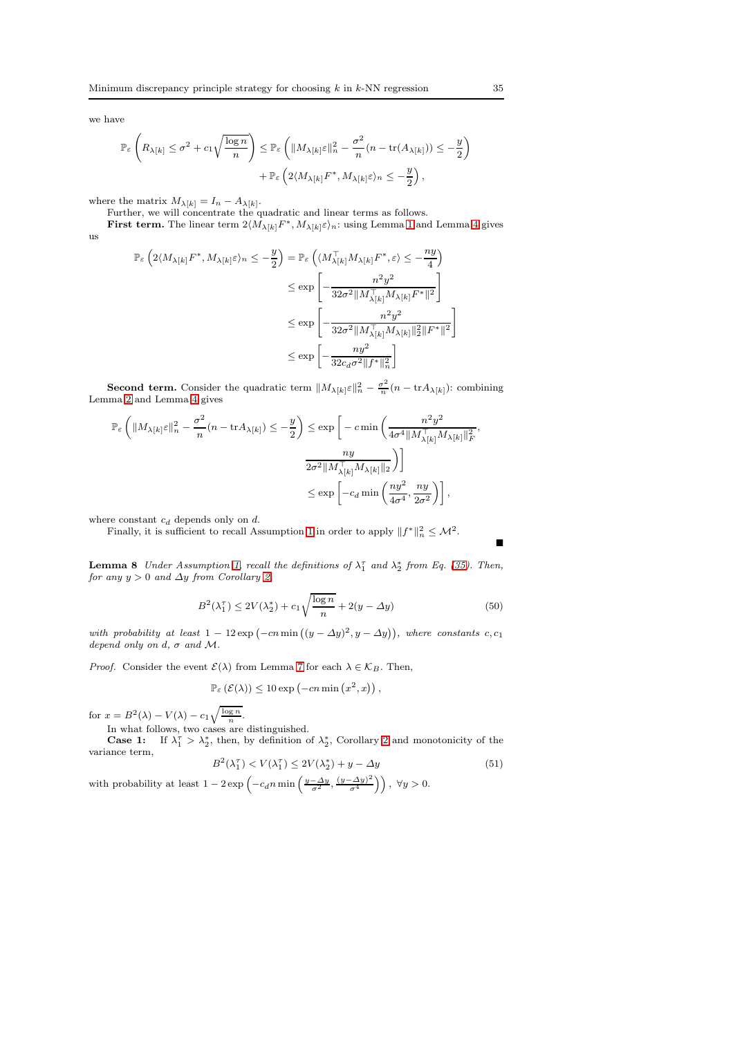we have

$$\mathbb{P}_{\varepsilon}\left(R_{\lambda[k]} \leq \sigma^2 + c_1\sqrt{\frac{\log n}{n}}\right) \leq \mathbb{P}_{\varepsilon}\left(\|M_{\lambda[k]}\varepsilon\|_n^2 - \frac{\sigma^2}{n}(n - \operatorname{tr}(A_{\lambda[k]})) \leq -\frac{y}{2}\right) + \mathbb{P}_{\varepsilon}\left(2\langle M_{\lambda[k]}F^*, M_{\lambda[k]}\varepsilon\rangle_n \leq -\frac{y}{2}\right),$$

where the matrix $M_{\lambda[k]} = I_n - A_{\lambda[k]}$.

Further, we will concentrate the quadratic and linear terms as follows.

**First term.** The linear term $2\langle M_{\lambda[k]}F^*, M_{\lambda[k]}\varepsilon\rangle_n$: using Lemma 1 and Lemma 4 gives us

$$\begin{aligned}
\mathbb{P}_{\varepsilon}\left(2\langle M_{\lambda[k]}F^*, M_{\lambda[k]}\varepsilon\rangle_n \leq -\frac{y}{2}\right) &= \mathbb{P}_{\varepsilon}\left(\langle M_{\lambda[k]}^{\top}M_{\lambda[k]}F^*, \varepsilon\rangle \leq -\frac{ny}{4}\right) \\
&\leq \exp\left[-\frac{n^2y^2}{32\sigma^2\|M_{\lambda[k]}^{\top}M_{\lambda[k]}F^*\|^2}\right] \\
&\leq \exp\left[-\frac{n^2y^2}{32\sigma^2\|M_{\lambda[k]}^{\top}M_{\lambda[k]}\|_2^2\|F^*\|^2}\right] \\
&\leq \exp\left[-\frac{ny^2}{32c_d\sigma^2\|f^*\|_n^2}\right]
\end{aligned}$$

**Second term.** Consider the quadratic term $\|M_{\lambda[k]}\varepsilon\|_n^2 - \frac{\sigma^2}{n}(n - \operatorname{tr}A_{\lambda[k]})$: combining Lemma 2 and Lemma 4 gives

$$\begin{aligned}
\mathbb{P}_{\varepsilon}\left(\|M_{\lambda[k]}\varepsilon\|_n^2 - \frac{\sigma^2}{n}(n - \operatorname{tr}A_{\lambda[k]}) \leq -\frac{y}{2}\right) &\leq \exp\left[-c\min\left(\frac{n^2y^2}{4\sigma^4\|M_{\lambda[k]}^{\top}M_{\lambda[k]}\|_F^2}, \frac{ny}{2\sigma^2\|M_{\lambda[k]}^{\top}M_{\lambda[k]}\|_2}\right)\right] \\
&\leq \exp\left[-c_d\min\left(\frac{ny^2}{4\sigma^4}, \frac{ny}{2\sigma^2}\right)\right],
\end{aligned}$$

where constant $c_d$ depends only on $d$.

Finally, it is sufficient to recall Assumption 1 in order to apply $\|f^*\|_n^2 \leq \mathcal{M}^2$. ∎

**Lemma 8** *Under Assumption 1, recall the definitions of $\lambda_1^{\tau}$ and $\lambda_2^*$ from Eq. (35). Then, for any $y > 0$ and $\Delta y$ from Corollary 2*

$$B^2(\lambda_1^{\tau}) \leq 2V(\lambda_2^*) + c_1\sqrt{\frac{\log n}{n}} + 2(y - \Delta y) \tag{50}$$

*with probability at least $1 - 12\exp\left(-cn\min\left((y-\Delta y)^2, y - \Delta y\right)\right)$, where constants $c, c_1$ depend only on $d$, $\sigma$ and $\mathcal{M}$.*

*Proof.* Consider the event $\mathcal{E}(\lambda)$ from Lemma 7 for each $\lambda \in \mathcal{K}_B$. Then,

$$\mathbb{P}_{\varepsilon}\left(\mathcal{E}(\lambda)\right) \leq 10\exp\left(-cn\min\left(x^2, x\right)\right),$$

for $x = B^2(\lambda) - V(\lambda) - c_1\sqrt{\frac{\log n}{n}}$.

In what follows, two cases are distinguished.

**Case 1:** If $\lambda_1^{\tau} > \lambda_2^*$, then, by definition of $\lambda_2^*$, Corollary 2 and monotonicity of the variance term,

$$B^2(\lambda_1^{\tau}) < V(\lambda_1^{\tau}) \leq 2V(\lambda_2^*) + y - \Delta y \tag{51}$$

with probability at least $1 - 2\exp\left(-c_d n\min\left(\frac{y-\Delta y}{\sigma^2}, \frac{(y-\Delta y)^2}{\sigma^4}\right)\right),\ \forall y > 0$.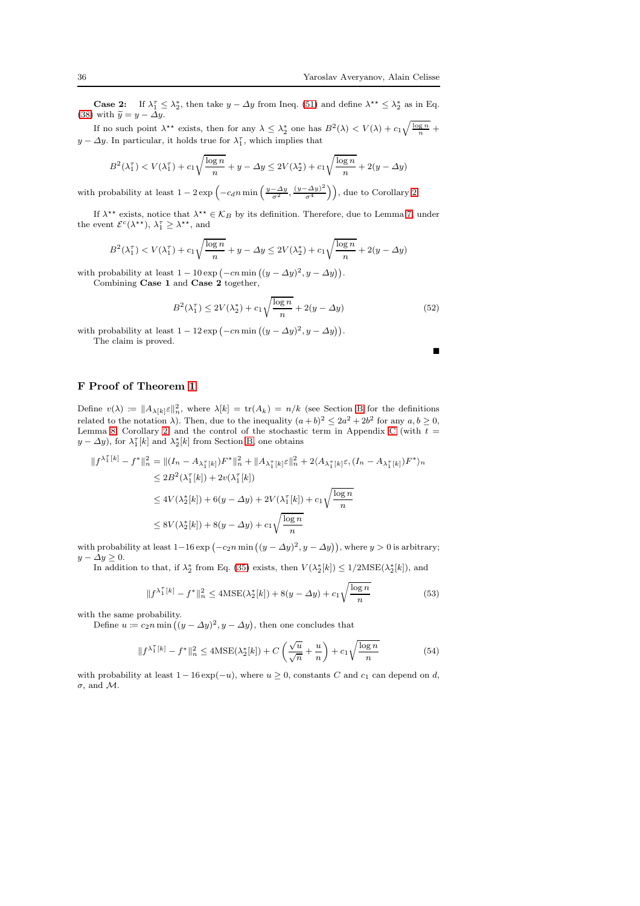**Case 2:** If $\lambda_1^\tau \leq \lambda_2^*$, then take $y - \Delta y$ from Ineq. (51) and define $\lambda^{\star\star} \leq \lambda_2^*$ as in Eq. (38) with $\widetilde{y} = y - \Delta y$.

If no such point $\lambda^{\star\star}$ exists, then for any $\lambda \leq \lambda_2^*$ one has $B^2(\lambda) < V(\lambda) + c_1\sqrt{\frac{\log n}{n}} + y - \Delta y$. In particular, it holds true for $\lambda_1^\tau$, which implies that

$$B^2(\lambda_1^\tau) < V(\lambda_1^\tau) + c_1\sqrt{\frac{\log n}{n}} + y - \Delta y \leq 2V(\lambda_2^*) + c_1\sqrt{\frac{\log n}{n}} + 2(y - \Delta y)$$

with probability at least $1 - 2\exp\left(-c_d n \min\left(\frac{y-\Delta y}{\sigma^2}, \frac{(y-\Delta y)^2}{\sigma^4}\right)\right)$, due to Corollary 2.

If $\lambda^{\star\star}$ exists, notice that $\lambda^{\star\star} \in \mathcal{K}_B$ by its definition. Therefore, due to Lemma 7, under the event $\mathcal{E}^c(\lambda^{\star\star})$, $\lambda_1^\tau \geq \lambda^{\star\star}$, and

$$B^2(\lambda_1^\tau) < V(\lambda_1^\tau) + c_1\sqrt{\frac{\log n}{n}} + y - \Delta y \leq 2V(\lambda_2^*) + c_1\sqrt{\frac{\log n}{n}} + 2(y - \Delta y)$$

with probability at least $1 - 10\exp\left(-cn\min\left((y-\Delta y)^2, y - \Delta y\right)\right)$.

Combining **Case 1** and **Case 2** together,

$$B^2(\lambda_1^\tau) \leq 2V(\lambda_2^*) + c_1\sqrt{\frac{\log n}{n}} + 2(y - \Delta y) \tag{52}$$

with probability at least $1 - 12\exp\left(-cn\min\left((y-\Delta y)^2, y - \Delta y\right)\right)$.

The claim is proved.

∎

## F Proof of Theorem 1

Define $v(\lambda) := \|A_{\lambda[k]}\varepsilon\|_n^2$, where $\lambda[k] = \mathrm{tr}(A_k) = n/k$ (see Section B for the definitions related to the notation $\lambda$). Then, due to the inequality $(a+b)^2 \leq 2a^2 + 2b^2$ for any $a, b \geq 0$, Lemma 8, Corollary 2, and the control of the stochastic term in Appendix C (with $t = y - \Delta y$), for $\lambda_1^\tau[k]$ and $\lambda_2^*[k]$ from Section B, one obtains

$$\begin{aligned}
\|f^{\lambda_1^\tau[k]} - f^*\|_n^2 &= \|(I_n - A_{\lambda_1^\tau[k]})F^*\|_n^2 + \|A_{\lambda_1^\tau[k]}\varepsilon\|_n^2 + 2\langle A_{\lambda_1^\tau[k]}\varepsilon, (I_n - A_{\lambda_1^\tau[k]})F^*\rangle_n \\
&\leq 2B^2(\lambda_1^\tau[k]) + 2v(\lambda_1^\tau[k]) \\
&\leq 4V(\lambda_2^*[k]) + 6(y - \Delta y) + 2V(\lambda_1^\tau[k]) + c_1\sqrt{\frac{\log n}{n}} \\
&\leq 8V(\lambda_2^*[k]) + 8(y - \Delta y) + c_1\sqrt{\frac{\log n}{n}}
\end{aligned}$$

with probability at least $1 - 16\exp\left(-c_2 n\min\left((y-\Delta y)^2, y - \Delta y\right)\right)$, where $y > 0$ is arbitrary; $y - \Delta y \geq 0$.

In addition to that, if $\lambda_2^*$ from Eq. (35) exists, then $V(\lambda_2^*[k]) \leq 1/2\mathrm{MSE}(\lambda_2^*[k])$, and

$$\|f^{\lambda_1^\tau[k]} - f^*\|_n^2 \leq 4\mathrm{MSE}(\lambda_2^*[k]) + 8(y - \Delta y) + c_1\sqrt{\frac{\log n}{n}} \tag{53}$$

with the same probability.

Define $u := c_2 n\min\left((y-\Delta y)^2, y - \Delta y\right)$, then one concludes that

$$\|f^{\lambda_1^\tau[k]} - f^*\|_n^2 \leq 4\mathrm{MSE}(\lambda_2^*[k]) + C\left(\frac{\sqrt{u}}{\sqrt{n}} + \frac{u}{n}\right) + c_1\sqrt{\frac{\log n}{n}} \tag{54}$$

with probability at least $1 - 16\exp(-u)$, where $u \geq 0$, constants $C$ and $c_1$ can depend on $d$, $\sigma$, and $\mathcal{M}$.